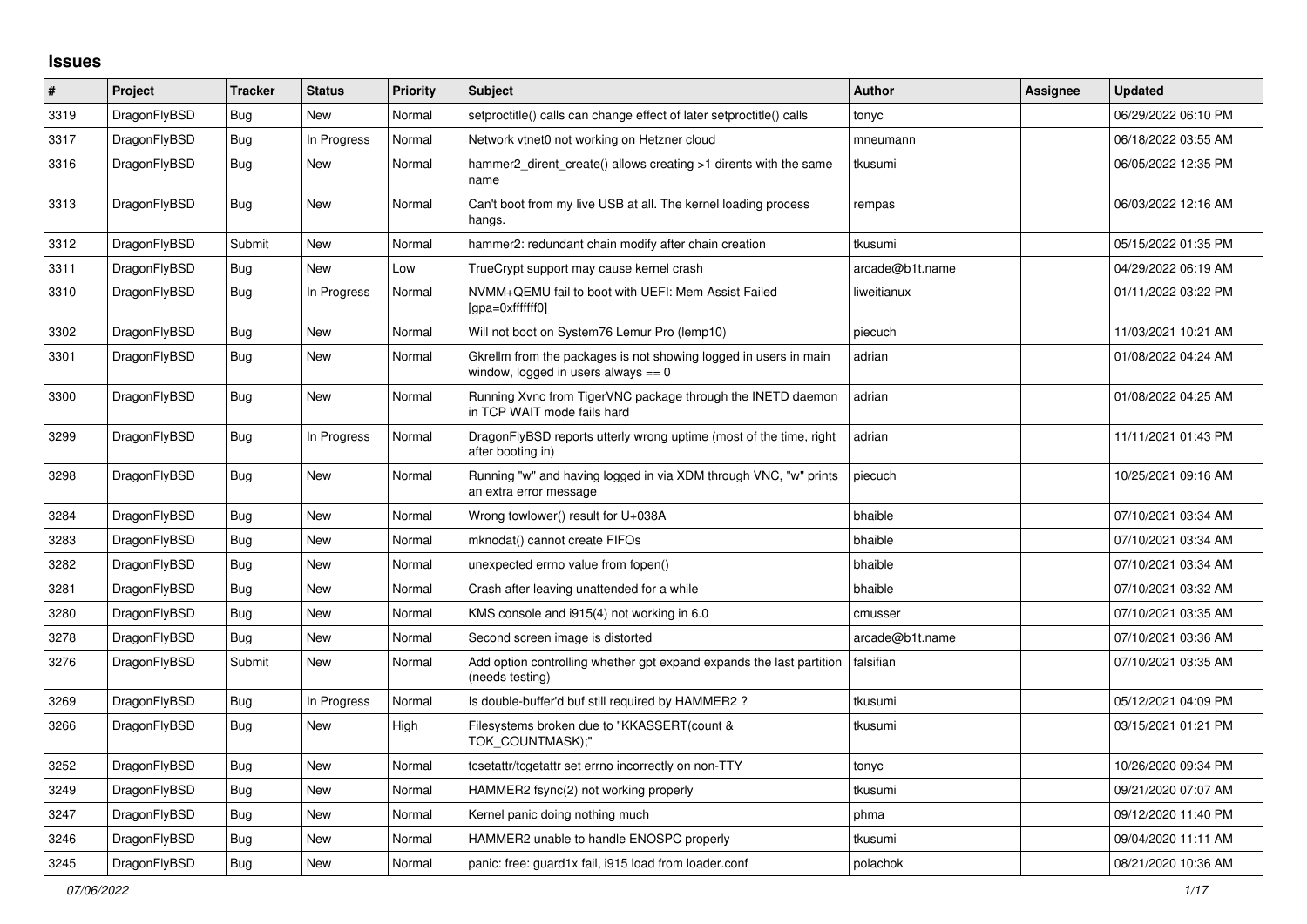## Issues

| # | Project | Tracker | Status | Priority | Subject | Author | Assignee | Updated |
|---|---|---|---|---|---|---|---|---|
| 3319 | DragonFlyBSD | Bug | New | Normal | setproctitle() calls can change effect of later setproctitle() calls | tonyc | | 06/29/2022 06:10 PM |
| 3317 | DragonFlyBSD | Bug | In Progress | Normal | Network vtnet0 not working on Hetzner cloud | mneumann | | 06/18/2022 03:55 AM |
| 3316 | DragonFlyBSD | Bug | New | Normal | hammer2_dirent_create() allows creating >1 dirents with the same name | tkusumi | | 06/05/2022 12:35 PM |
| 3313 | DragonFlyBSD | Bug | New | Normal | Can't boot from my live USB at all. The kernel loading process hangs. | rempas | | 06/03/2022 12:16 AM |
| 3312 | DragonFlyBSD | Submit | New | Normal | hammer2: redundant chain modify after chain creation | tkusumi | | 05/15/2022 01:35 PM |
| 3311 | DragonFlyBSD | Bug | New | Low | TrueCrypt support may cause kernel crash | arcade@b1t.name | | 04/29/2022 06:19 AM |
| 3310 | DragonFlyBSD | Bug | In Progress | Normal | NVMM+QEMU fail to boot with UEFI: Mem Assist Failed [gpa=0xfffffff0] | liweitianux | | 01/11/2022 03:22 PM |
| 3302 | DragonFlyBSD | Bug | New | Normal | Will not boot on System76 Lemur Pro (lemp10) | piecuch | | 11/03/2021 10:21 AM |
| 3301 | DragonFlyBSD | Bug | New | Normal | Gkrellm from the packages is not showing logged in users in main window, logged in users always == 0 | adrian | | 01/08/2022 04:24 AM |
| 3300 | DragonFlyBSD | Bug | New | Normal | Running Xvnc from TigerVNC package through the INETD daemon in TCP WAIT mode fails hard | adrian | | 01/08/2022 04:25 AM |
| 3299 | DragonFlyBSD | Bug | In Progress | Normal | DragonFlyBSD reports utterly wrong uptime (most of the time, right after booting in) | adrian | | 11/11/2021 01:43 PM |
| 3298 | DragonFlyBSD | Bug | New | Normal | Running "w" and having logged in via XDM through VNC, "w" prints an extra error message | piecuch | | 10/25/2021 09:16 AM |
| 3284 | DragonFlyBSD | Bug | New | Normal | Wrong towlower() result for U+038A | bhaible | | 07/10/2021 03:34 AM |
| 3283 | DragonFlyBSD | Bug | New | Normal | mknodat() cannot create FIFOs | bhaible | | 07/10/2021 03:34 AM |
| 3282 | DragonFlyBSD | Bug | New | Normal | unexpected errno value from fopen() | bhaible | | 07/10/2021 03:34 AM |
| 3281 | DragonFlyBSD | Bug | New | Normal | Crash after leaving unattended for a while | bhaible | | 07/10/2021 03:32 AM |
| 3280 | DragonFlyBSD | Bug | New | Normal | KMS console and i915(4) not working in 6.0 | cmusser | | 07/10/2021 03:35 AM |
| 3278 | DragonFlyBSD | Bug | New | Normal | Second screen image is distorted | arcade@b1t.name | | 07/10/2021 03:36 AM |
| 3276 | DragonFlyBSD | Submit | New | Normal | Add option controlling whether gpt expand expands the last partition (needs testing) | falsifian | | 07/10/2021 03:35 AM |
| 3269 | DragonFlyBSD | Bug | In Progress | Normal | Is double-buffer'd buf still required by HAMMER2 ? | tkusumi | | 05/12/2021 04:09 PM |
| 3266 | DragonFlyBSD | Bug | New | High | Filesystems broken due to "KKASSERT(count & TOK_COUNTMASK);" | tkusumi | | 03/15/2021 01:21 PM |
| 3252 | DragonFlyBSD | Bug | New | Normal | tcsetattr/tcgetattr set errno incorrectly on non-TTY | tonyc | | 10/26/2020 09:34 PM |
| 3249 | DragonFlyBSD | Bug | New | Normal | HAMMER2 fsync(2) not working properly | tkusumi | | 09/21/2020 07:07 AM |
| 3247 | DragonFlyBSD | Bug | New | Normal | Kernel panic doing nothing much | phma | | 09/12/2020 11:40 PM |
| 3246 | DragonFlyBSD | Bug | New | Normal | HAMMER2 unable to handle ENOSPC properly | tkusumi | | 09/04/2020 11:11 AM |
| 3245 | DragonFlyBSD | Bug | New | Normal | panic: free: guard1x fail, i915 load from loader.conf | polachok | | 08/21/2020 10:36 AM |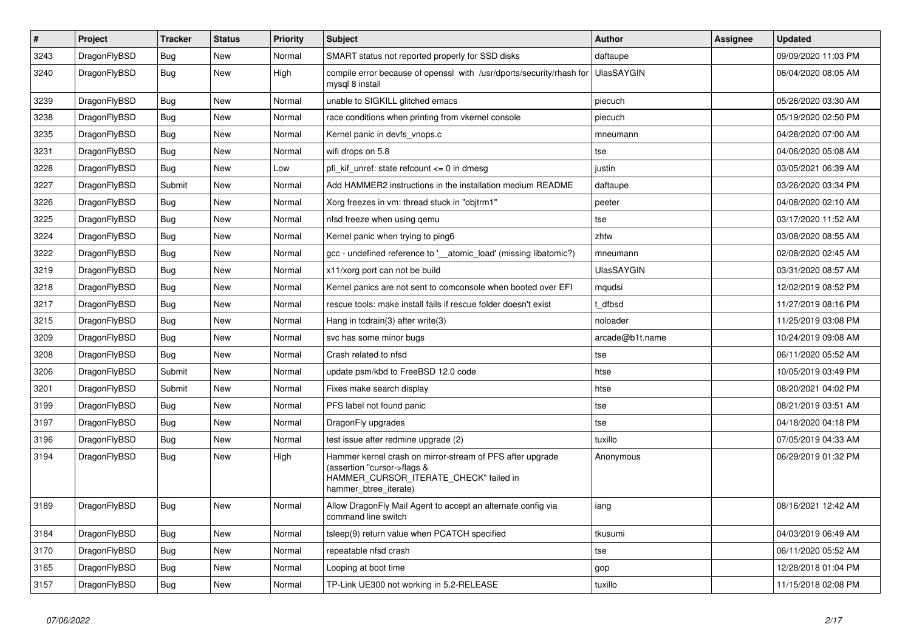| # | Project | Tracker | Status | Priority | Subject | Author | Assignee | Updated |
|---|---|---|---|---|---|---|---|---|
| 3243 | DragonFlyBSD | Bug | New | Normal | SMART status not reported properly for SSD disks | daftaupe | | 09/09/2020 11:03 PM |
| 3240 | DragonFlyBSD | Bug | New | High | compile error because of openssl with /usr/dports/security/rhash for mysql 8 install | UlasSAYGIN | | 06/04/2020 08:05 AM |
| 3239 | DragonFlyBSD | Bug | New | Normal | unable to SIGKILL glitched emacs | piecuch | | 05/26/2020 03:30 AM |
| 3238 | DragonFlyBSD | Bug | New | Normal | race conditions when printing from vkernel console | piecuch | | 05/19/2020 02:50 PM |
| 3235 | DragonFlyBSD | Bug | New | Normal | Kernel panic in devfs_vnops.c | mneumann | | 04/28/2020 07:00 AM |
| 3231 | DragonFlyBSD | Bug | New | Normal | wifi drops on 5.8 | tse | | 04/06/2020 05:08 AM |
| 3228 | DragonFlyBSD | Bug | New | Low | pfi_kif_unref: state refcount <= 0 in dmesg | justin | | 03/05/2021 06:39 AM |
| 3227 | DragonFlyBSD | Submit | New | Normal | Add HAMMER2 instructions in the installation medium README | daftaupe | | 03/26/2020 03:34 PM |
| 3226 | DragonFlyBSD | Bug | New | Normal | Xorg freezes in vm: thread stuck in "objtrm1" | peeter | | 04/08/2020 02:10 AM |
| 3225 | DragonFlyBSD | Bug | New | Normal | nfsd freeze when using qemu | tse | | 03/17/2020 11:52 AM |
| 3224 | DragonFlyBSD | Bug | New | Normal | Kernel panic when trying to ping6 | zhtw | | 03/08/2020 08:55 AM |
| 3222 | DragonFlyBSD | Bug | New | Normal | gcc - undefined reference to '__atomic_load' (missing libatomic?) | mneumann | | 02/08/2020 02:45 AM |
| 3219 | DragonFlyBSD | Bug | New | Normal | x11/xorg port can not be build | UlasSAYGIN | | 03/31/2020 08:57 AM |
| 3218 | DragonFlyBSD | Bug | New | Normal | Kernel panics are not sent to comconsole when booted over EFI | mqudsi | | 12/02/2019 08:52 PM |
| 3217 | DragonFlyBSD | Bug | New | Normal | rescue tools: make install fails if rescue folder doesn't exist | t_dfbsd | | 11/27/2019 08:16 PM |
| 3215 | DragonFlyBSD | Bug | New | Normal | Hang in tcdrain(3) after write(3) | noloader | | 11/25/2019 03:08 PM |
| 3209 | DragonFlyBSD | Bug | New | Normal | svc has some minor bugs | arcade@b1t.name | | 10/24/2019 09:08 AM |
| 3208 | DragonFlyBSD | Bug | New | Normal | Crash related to nfsd | tse | | 06/11/2020 05:52 AM |
| 3206 | DragonFlyBSD | Submit | New | Normal | update psm/kbd to FreeBSD 12.0 code | htse | | 10/05/2019 03:49 PM |
| 3201 | DragonFlyBSD | Submit | New | Normal | Fixes make search display | htse | | 08/20/2021 04:02 PM |
| 3199 | DragonFlyBSD | Bug | New | Normal | PFS label not found panic | tse | | 08/21/2019 03:51 AM |
| 3197 | DragonFlyBSD | Bug | New | Normal | DragonFly upgrades | tse | | 04/18/2020 04:18 PM |
| 3196 | DragonFlyBSD | Bug | New | Normal | test issue after redmine upgrade (2) | tuxillo | | 07/05/2019 04:33 AM |
| 3194 | DragonFlyBSD | Bug | New | High | Hammer kernel crash on mirror-stream of PFS after upgrade (assertion "cursor->flags & HAMMER_CURSOR_ITERATE_CHECK" failed in hammer_btree_iterate) | Anonymous | | 06/29/2019 01:32 PM |
| 3189 | DragonFlyBSD | Bug | New | Normal | Allow DragonFly Mail Agent to accept an alternate config via command line switch | iang | | 08/16/2021 12:42 AM |
| 3184 | DragonFlyBSD | Bug | New | Normal | tsleep(9) return value when PCATCH specified | tkusumi | | 04/03/2019 06:49 AM |
| 3170 | DragonFlyBSD | Bug | New | Normal | repeatable nfsd crash | tse | | 06/11/2020 05:52 AM |
| 3165 | DragonFlyBSD | Bug | New | Normal | Looping at boot time | gop | | 12/28/2018 01:04 PM |
| 3157 | DragonFlyBSD | Bug | New | Normal | TP-Link UE300 not working in 5.2-RELEASE | tuxillo | | 11/15/2018 02:08 PM |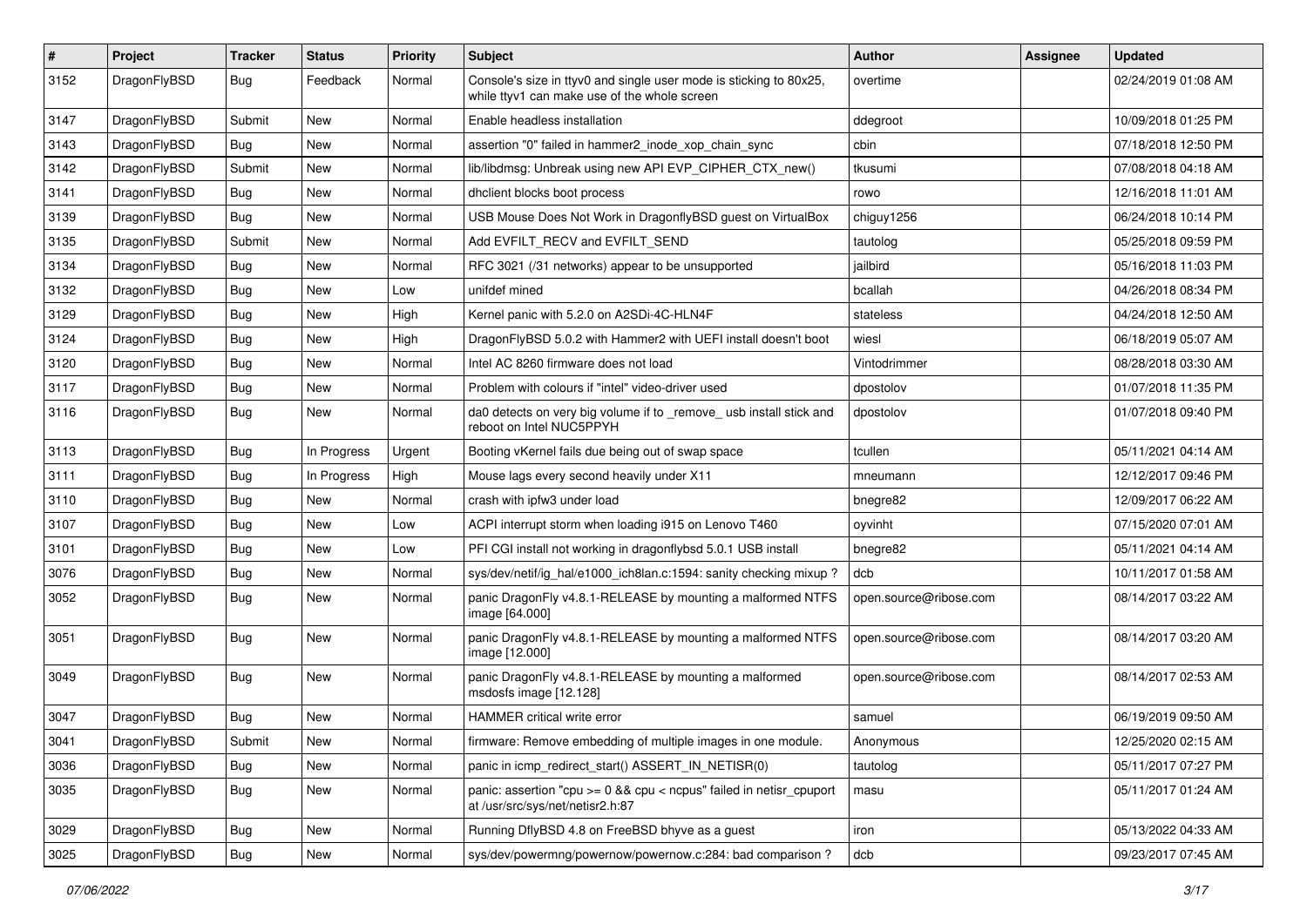| # | Project | Tracker | Status | Priority | Subject | Author | Assignee | Updated |
|---|---|---|---|---|---|---|---|---|
| 3152 | DragonFlyBSD | Bug | Feedback | Normal | Console's size in ttyv0 and single user mode is sticking to 80x25, while ttyv1 can make use of the whole screen | overtime | | 02/24/2019 01:08 AM |
| 3147 | DragonFlyBSD | Submit | New | Normal | Enable headless installation | ddegroot | | 10/09/2018 01:25 PM |
| 3143 | DragonFlyBSD | Bug | New | Normal | assertion "0" failed in hammer2_inode_xop_chain_sync | cbin | | 07/18/2018 12:50 PM |
| 3142 | DragonFlyBSD | Submit | New | Normal | lib/libdmsg: Unbreak using new API EVP_CIPHER_CTX_new() | tkusumi | | 07/08/2018 04:18 AM |
| 3141 | DragonFlyBSD | Bug | New | Normal | dhclient blocks boot process | rowo | | 12/16/2018 11:01 AM |
| 3139 | DragonFlyBSD | Bug | New | Normal | USB Mouse Does Not Work in DragonflyBSD guest on VirtualBox | chiguy1256 | | 06/24/2018 10:14 PM |
| 3135 | DragonFlyBSD | Submit | New | Normal | Add EVFILT_RECV and EVFILT_SEND | tautolog | | 05/25/2018 09:59 PM |
| 3134 | DragonFlyBSD | Bug | New | Normal | RFC 3021 (/31 networks) appear to be unsupported | jailbird | | 05/16/2018 11:03 PM |
| 3132 | DragonFlyBSD | Bug | New | Low | unifdef mined | bcallah | | 04/26/2018 08:34 PM |
| 3129 | DragonFlyBSD | Bug | New | High | Kernel panic with 5.2.0 on A2SDi-4C-HLN4F | stateless | | 04/24/2018 12:50 AM |
| 3124 | DragonFlyBSD | Bug | New | High | DragonFlyBSD 5.0.2 with Hammer2 with UEFI install doesn't boot | wiesl | | 06/18/2019 05:07 AM |
| 3120 | DragonFlyBSD | Bug | New | Normal | Intel AC 8260 firmware does not load | Vintodrimmer | | 08/28/2018 03:30 AM |
| 3117 | DragonFlyBSD | Bug | New | Normal | Problem with colours if "intel" video-driver used | dpostolov | | 01/07/2018 11:35 PM |
| 3116 | DragonFlyBSD | Bug | New | Normal | da0 detects on very big volume if to _remove_ usb install stick and reboot on Intel NUC5PPYH | dpostolov | | 01/07/2018 09:40 PM |
| 3113 | DragonFlyBSD | Bug | In Progress | Urgent | Booting vKernel fails due being out of swap space | tcullen | | 05/11/2021 04:14 AM |
| 3111 | DragonFlyBSD | Bug | In Progress | High | Mouse lags every second heavily under X11 | mneumann | | 12/12/2017 09:46 PM |
| 3110 | DragonFlyBSD | Bug | New | Normal | crash with ipfw3 under load | bnegre82 | | 12/09/2017 06:22 AM |
| 3107 | DragonFlyBSD | Bug | New | Low | ACPI interrupt storm when loading i915 on Lenovo T460 | oyvinht | | 07/15/2020 07:01 AM |
| 3101 | DragonFlyBSD | Bug | New | Low | PFI CGI install not working in dragonflybsd 5.0.1 USB install | bnegre82 | | 05/11/2021 04:14 AM |
| 3076 | DragonFlyBSD | Bug | New | Normal | sys/dev/netif/ig_hal/e1000_ich8lan.c:1594: sanity checking mixup ? | dcb | | 10/11/2017 01:58 AM |
| 3052 | DragonFlyBSD | Bug | New | Normal | panic DragonFly v4.8.1-RELEASE by mounting a malformed NTFS image [64.000] | open.source@ribose.com | | 08/14/2017 03:22 AM |
| 3051 | DragonFlyBSD | Bug | New | Normal | panic DragonFly v4.8.1-RELEASE by mounting a malformed NTFS image [12.000] | open.source@ribose.com | | 08/14/2017 03:20 AM |
| 3049 | DragonFlyBSD | Bug | New | Normal | panic DragonFly v4.8.1-RELEASE by mounting a malformed msdosfs image [12.128] | open.source@ribose.com | | 08/14/2017 02:53 AM |
| 3047 | DragonFlyBSD | Bug | New | Normal | HAMMER critical write error | samuel | | 06/19/2019 09:50 AM |
| 3041 | DragonFlyBSD | Submit | New | Normal | firmware: Remove embedding of multiple images in one module. | Anonymous | | 12/25/2020 02:15 AM |
| 3036 | DragonFlyBSD | Bug | New | Normal | panic in icmp_redirect_start() ASSERT_IN_NETISR(0) | tautolog | | 05/11/2017 07:27 PM |
| 3035 | DragonFlyBSD | Bug | New | Normal | panic: assertion "cpu >= 0 && cpu < ncpus" failed in netisr_cpuport at /usr/src/sys/net/netisr2.h:87 | masu | | 05/11/2017 01:24 AM |
| 3029 | DragonFlyBSD | Bug | New | Normal | Running DflyBSD 4.8 on FreeBSD bhyve as a guest | iron | | 05/13/2022 04:33 AM |
| 3025 | DragonFlyBSD | Bug | New | Normal | sys/dev/powermng/powernow/powernow.c:284: bad comparison ? | dcb | | 09/23/2017 07:45 AM |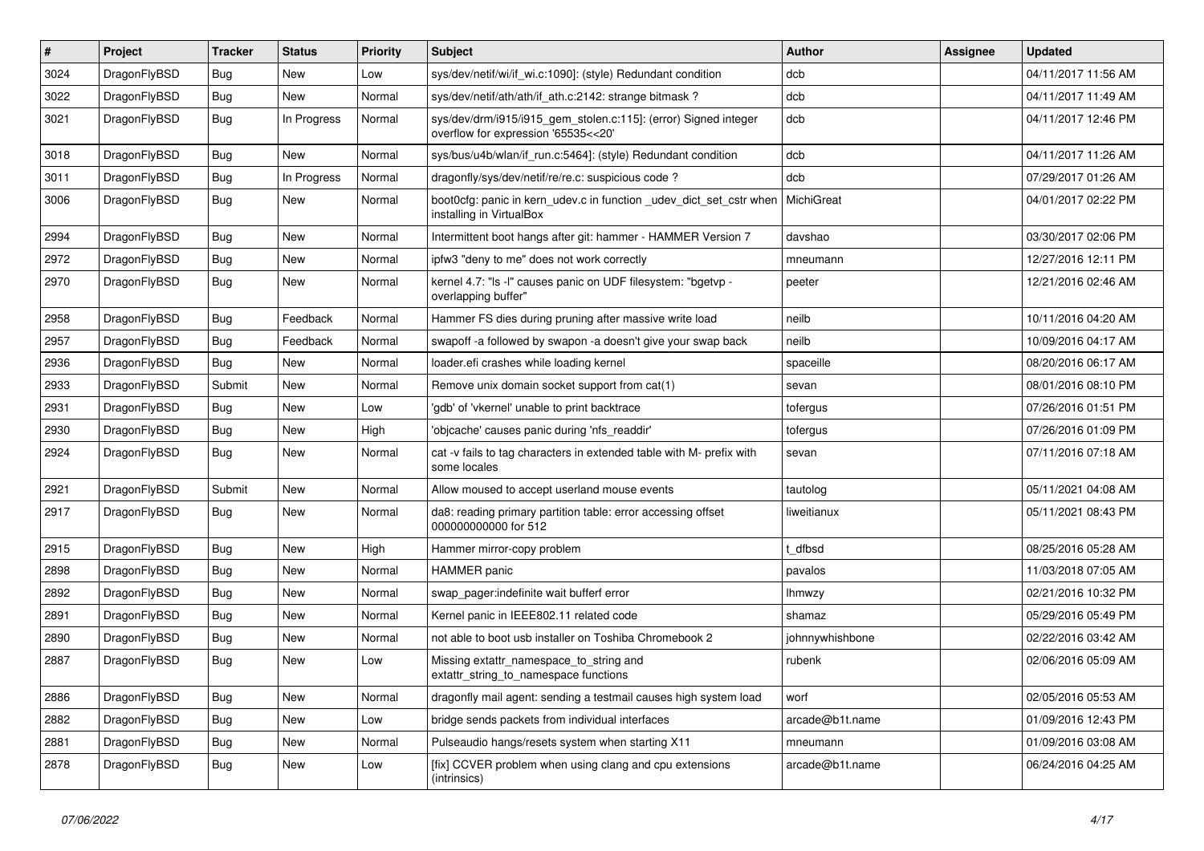| # | Project | Tracker | Status | Priority | Subject | Author | Assignee | Updated |
|---|---|---|---|---|---|---|---|---|
| 3024 | DragonFlyBSD | Bug | New | Low | sys/dev/netif/wi/if_wi.c:1090]: (style) Redundant condition | dcb | | 04/11/2017 11:56 AM |
| 3022 | DragonFlyBSD | Bug | New | Normal | sys/dev/netif/ath/ath/if_ath.c:2142: strange bitmask ? | dcb | | 04/11/2017 11:49 AM |
| 3021 | DragonFlyBSD | Bug | In Progress | Normal | sys/dev/drm/i915/i915_gem_stolen.c:115]: (error) Signed integer overflow for expression '65535<<20' | dcb | | 04/11/2017 12:46 PM |
| 3018 | DragonFlyBSD | Bug | New | Normal | sys/bus/u4b/wlan/if_run.c:5464]: (style) Redundant condition | dcb | | 04/11/2017 11:26 AM |
| 3011 | DragonFlyBSD | Bug | In Progress | Normal | dragonfly/sys/dev/netif/re/re.c: suspicious code ? | dcb | | 07/29/2017 01:26 AM |
| 3006 | DragonFlyBSD | Bug | New | Normal | boot0cfg: panic in kern_udev.c in function _udev_dict_set_cstr when installing in VirtualBox | MichiGreat | | 04/01/2017 02:22 PM |
| 2994 | DragonFlyBSD | Bug | New | Normal | Intermittent boot hangs after git: hammer - HAMMER Version 7 | davshao | | 03/30/2017 02:06 PM |
| 2972 | DragonFlyBSD | Bug | New | Normal | ipfw3 "deny to me" does not work correctly | mneumann | | 12/27/2016 12:11 PM |
| 2970 | DragonFlyBSD | Bug | New | Normal | kernel 4.7: "ls -l" causes panic on UDF filesystem: "bgetvp - overlapping buffer" | peeter | | 12/21/2016 02:46 AM |
| 2958 | DragonFlyBSD | Bug | Feedback | Normal | Hammer FS dies during pruning after massive write load | neilb | | 10/11/2016 04:20 AM |
| 2957 | DragonFlyBSD | Bug | Feedback | Normal | swapoff -a followed by swapon -a doesn't give your swap back | neilb | | 10/09/2016 04:17 AM |
| 2936 | DragonFlyBSD | Bug | New | Normal | loader.efi crashes while loading kernel | spaceille | | 08/20/2016 06:17 AM |
| 2933 | DragonFlyBSD | Submit | New | Normal | Remove unix domain socket support from cat(1) | sevan | | 08/01/2016 08:10 PM |
| 2931 | DragonFlyBSD | Bug | New | Low | 'gdb' of 'vkernel' unable to print backtrace | tofergus | | 07/26/2016 01:51 PM |
| 2930 | DragonFlyBSD | Bug | New | High | 'objcache' causes panic during 'nfs_readdir' | tofergus | | 07/26/2016 01:09 PM |
| 2924 | DragonFlyBSD | Bug | New | Normal | cat -v fails to tag characters in extended table with M- prefix with some locales | sevan | | 07/11/2016 07:18 AM |
| 2921 | DragonFlyBSD | Submit | New | Normal | Allow moused to accept userland mouse events | tautolog | | 05/11/2021 04:08 AM |
| 2917 | DragonFlyBSD | Bug | New | Normal | da8: reading primary partition table: error accessing offset 000000000000 for 512 | liweitianux | | 05/11/2021 08:43 PM |
| 2915 | DragonFlyBSD | Bug | New | High | Hammer mirror-copy problem | t_dfbsd | | 08/25/2016 05:28 AM |
| 2898 | DragonFlyBSD | Bug | New | Normal | HAMMER panic | pavalos | | 11/03/2018 07:05 AM |
| 2892 | DragonFlyBSD | Bug | New | Normal | swap_pager:indefinite wait bufferf error | lhmwzy | | 02/21/2016 10:32 PM |
| 2891 | DragonFlyBSD | Bug | New | Normal | Kernel panic in IEEE802.11 related code | shamaz | | 05/29/2016 05:49 PM |
| 2890 | DragonFlyBSD | Bug | New | Normal | not able to boot usb installer on Toshiba Chromebook 2 | johnnywhishbone | | 02/22/2016 03:42 AM |
| 2887 | DragonFlyBSD | Bug | New | Low | Missing extattr_namespace_to_string and extattr_string_to_namespace functions | rubenk | | 02/06/2016 05:09 AM |
| 2886 | DragonFlyBSD | Bug | New | Normal | dragonfly mail agent: sending a testmail causes high system load | worf | | 02/05/2016 05:53 AM |
| 2882 | DragonFlyBSD | Bug | New | Low | bridge sends packets from individual interfaces | arcade@b1t.name | | 01/09/2016 12:43 PM |
| 2881 | DragonFlyBSD | Bug | New | Normal | Pulseaudio hangs/resets system when starting X11 | mneumann | | 01/09/2016 03:08 AM |
| 2878 | DragonFlyBSD | Bug | New | Low | [fix] CCVER problem when using clang and cpu extensions (intrinsics) | arcade@b1t.name | | 06/24/2016 04:25 AM |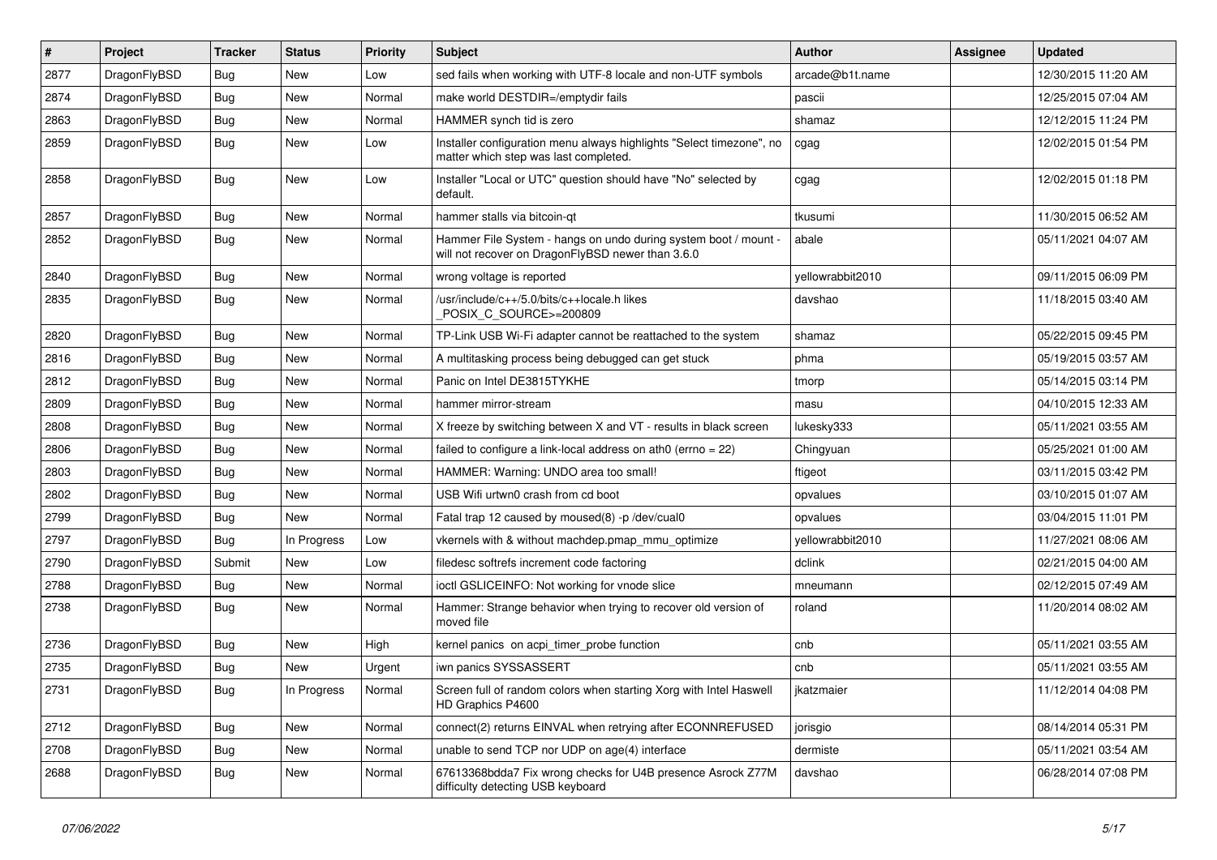| # | Project | Tracker | Status | Priority | Subject | Author | Assignee | Updated |
| --- | --- | --- | --- | --- | --- | --- | --- | --- |
| 2877 | DragonFlyBSD | Bug | New | Low | sed fails when working with UTF-8 locale and non-UTF symbols | arcade@b1t.name | | 12/30/2015 11:20 AM |
| 2874 | DragonFlyBSD | Bug | New | Normal | make world DESTDIR=/emptydir fails | pascii | | 12/25/2015 07:04 AM |
| 2863 | DragonFlyBSD | Bug | New | Normal | HAMMER synch tid is zero | shamaz | | 12/12/2015 11:24 PM |
| 2859 | DragonFlyBSD | Bug | New | Low | Installer configuration menu always highlights "Select timezone", no matter which step was last completed. | cgag | | 12/02/2015 01:54 PM |
| 2858 | DragonFlyBSD | Bug | New | Low | Installer "Local or UTC" question should have "No" selected by default. | cgag | | 12/02/2015 01:18 PM |
| 2857 | DragonFlyBSD | Bug | New | Normal | hammer stalls via bitcoin-qt | tkusumi | | 11/30/2015 06:52 AM |
| 2852 | DragonFlyBSD | Bug | New | Normal | Hammer File System - hangs on undo during system boot / mount - will not recover on DragonFlyBSD newer than 3.6.0 | abale | | 05/11/2021 04:07 AM |
| 2840 | DragonFlyBSD | Bug | New | Normal | wrong voltage is reported | yellowrabbit2010 | | 09/11/2015 06:09 PM |
| 2835 | DragonFlyBSD | Bug | New | Normal | /usr/include/c++/5.0/bits/c++locale.h likes _POSIX_C_SOURCE>=200809 | davshao | | 11/18/2015 03:40 AM |
| 2820 | DragonFlyBSD | Bug | New | Normal | TP-Link USB Wi-Fi adapter cannot be reattached to the system | shamaz | | 05/22/2015 09:45 PM |
| 2816 | DragonFlyBSD | Bug | New | Normal | A multitasking process being debugged can get stuck | phma | | 05/19/2015 03:57 AM |
| 2812 | DragonFlyBSD | Bug | New | Normal | Panic on Intel DE3815TYKHE | tmorp | | 05/14/2015 03:14 PM |
| 2809 | DragonFlyBSD | Bug | New | Normal | hammer mirror-stream | masu | | 04/10/2015 12:33 AM |
| 2808 | DragonFlyBSD | Bug | New | Normal | X freeze by switching between X and VT - results in black screen | lukesky333 | | 05/11/2021 03:55 AM |
| 2806 | DragonFlyBSD | Bug | New | Normal | failed to configure a link-local address on ath0 (errno = 22) | Chingyuan | | 05/25/2021 01:00 AM |
| 2803 | DragonFlyBSD | Bug | New | Normal | HAMMER: Warning: UNDO area too small! | ftigeot | | 03/11/2015 03:42 PM |
| 2802 | DragonFlyBSD | Bug | New | Normal | USB Wifi urtwn0 crash from cd boot | opvalues | | 03/10/2015 01:07 AM |
| 2799 | DragonFlyBSD | Bug | New | Normal | Fatal trap 12 caused by moused(8) -p /dev/cual0 | opvalues | | 03/04/2015 11:01 PM |
| 2797 | DragonFlyBSD | Bug | In Progress | Low | vkernels with & without machdep.pmap_mmu_optimize | yellowrabbit2010 | | 11/27/2021 08:06 AM |
| 2790 | DragonFlyBSD | Submit | New | Low | filedesc softrefs increment code factoring | dclink | | 02/21/2015 04:00 AM |
| 2788 | DragonFlyBSD | Bug | New | Normal | ioctl GSLICEINFO: Not working for vnode slice | mneumann | | 02/12/2015 07:49 AM |
| 2738 | DragonFlyBSD | Bug | New | Normal | Hammer: Strange behavior when trying to recover old version of moved file | roland | | 11/20/2014 08:02 AM |
| 2736 | DragonFlyBSD | Bug | New | High | kernel panics on acpi_timer_probe function | cnb | | 05/11/2021 03:55 AM |
| 2735 | DragonFlyBSD | Bug | New | Urgent | iwn panics SYSSASSERT | cnb | | 05/11/2021 03:55 AM |
| 2731 | DragonFlyBSD | Bug | In Progress | Normal | Screen full of random colors when starting Xorg with Intel Haswell HD Graphics P4600 | jkatzmaier | | 11/12/2014 04:08 PM |
| 2712 | DragonFlyBSD | Bug | New | Normal | connect(2) returns EINVAL when retrying after ECONNREFUSED | jorisgio | | 08/14/2014 05:31 PM |
| 2708 | DragonFlyBSD | Bug | New | Normal | unable to send TCP nor UDP on age(4) interface | dermiste | | 05/11/2021 03:54 AM |
| 2688 | DragonFlyBSD | Bug | New | Normal | 67613368bdda7 Fix wrong checks for U4B presence Asrock Z77M difficulty detecting USB keyboard | davshao | | 06/28/2014 07:08 PM |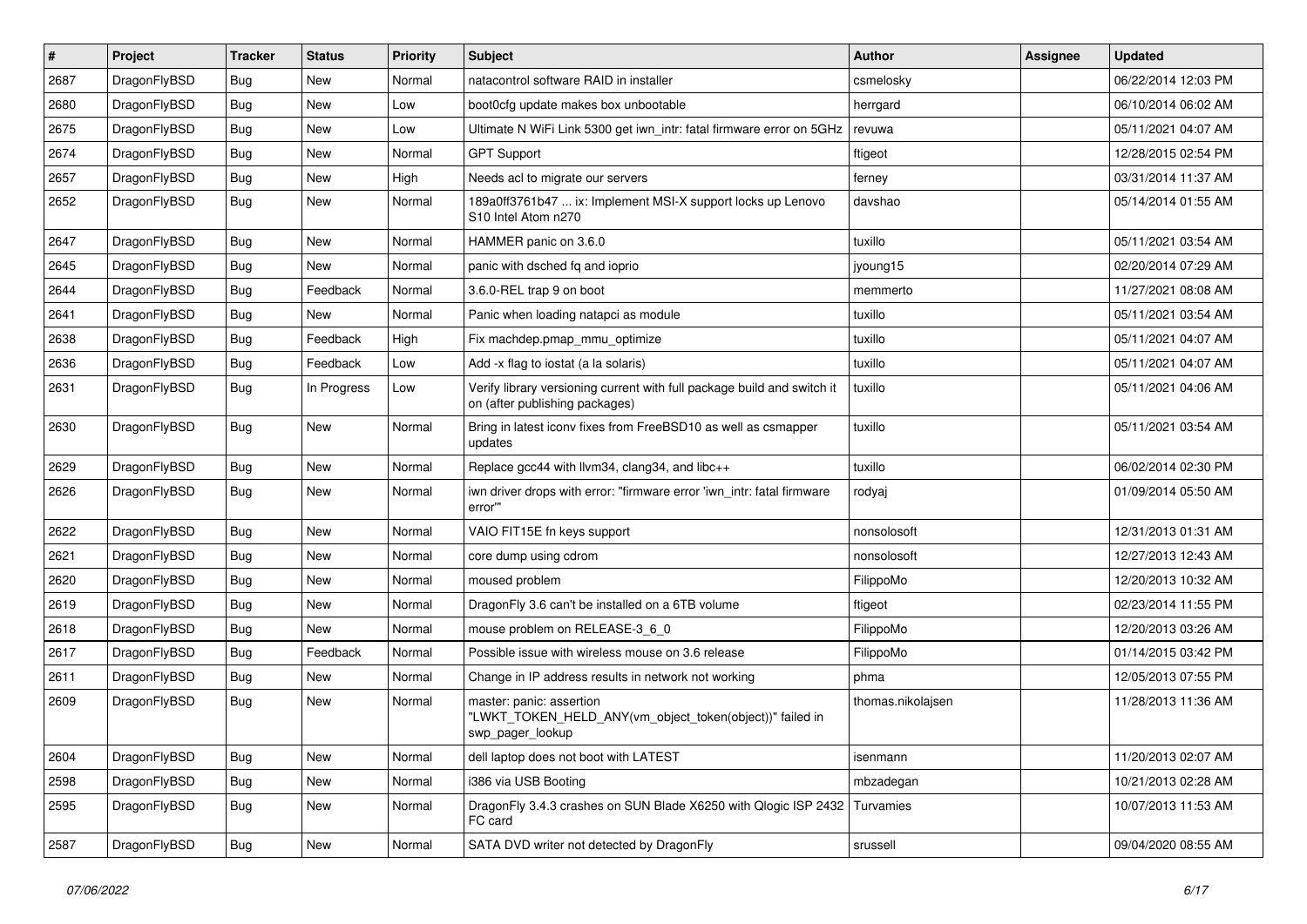| # | Project | Tracker | Status | Priority | Subject | Author | Assignee | Updated |
|---|---|---|---|---|---|---|---|---|
| 2687 | DragonFlyBSD | Bug | New | Normal | natacontrol software RAID in installer | csmelosky | | 06/22/2014 12:03 PM |
| 2680 | DragonFlyBSD | Bug | New | Low | boot0cfg update makes box unbootable | herrgard | | 06/10/2014 06:02 AM |
| 2675 | DragonFlyBSD | Bug | New | Low | Ultimate N WiFi Link 5300 get iwn_intr: fatal firmware error on 5GHz | revuwa | | 05/11/2021 04:07 AM |
| 2674 | DragonFlyBSD | Bug | New | Normal | GPT Support | ftigeot | | 12/28/2015 02:54 PM |
| 2657 | DragonFlyBSD | Bug | New | High | Needs acl to migrate our servers | ferney | | 03/31/2014 11:37 AM |
| 2652 | DragonFlyBSD | Bug | New | Normal | 189a0ff3761b47 ... ix: Implement MSI-X support locks up Lenovo S10 Intel Atom n270 | davshao | | 05/14/2014 01:55 AM |
| 2647 | DragonFlyBSD | Bug | New | Normal | HAMMER panic on 3.6.0 | tuxillo | | 05/11/2021 03:54 AM |
| 2645 | DragonFlyBSD | Bug | New | Normal | panic with dsched fq and ioprio | jyoung15 | | 02/20/2014 07:29 AM |
| 2644 | DragonFlyBSD | Bug | Feedback | Normal | 3.6.0-REL trap 9 on boot | memmerto | | 11/27/2021 08:08 AM |
| 2641 | DragonFlyBSD | Bug | New | Normal | Panic when loading natapci as module | tuxillo | | 05/11/2021 03:54 AM |
| 2638 | DragonFlyBSD | Bug | Feedback | High | Fix machdep.pmap_mmu_optimize | tuxillo | | 05/11/2021 04:07 AM |
| 2636 | DragonFlyBSD | Bug | Feedback | Low | Add -x flag to iostat (a la solaris) | tuxillo | | 05/11/2021 04:07 AM |
| 2631 | DragonFlyBSD | Bug | In Progress | Low | Verify library versioning current with full package build and switch it on (after publishing packages) | tuxillo | | 05/11/2021 04:06 AM |
| 2630 | DragonFlyBSD | Bug | New | Normal | Bring in latest iconv fixes from FreeBSD10 as well as csmapper updates | tuxillo | | 05/11/2021 03:54 AM |
| 2629 | DragonFlyBSD | Bug | New | Normal | Replace gcc44 with llvm34, clang34, and libc++ | tuxillo | | 06/02/2014 02:30 PM |
| 2626 | DragonFlyBSD | Bug | New | Normal | iwn driver drops with error: "firmware error 'iwn_intr: fatal firmware error'" | rodyaj | | 01/09/2014 05:50 AM |
| 2622 | DragonFlyBSD | Bug | New | Normal | VAIO FIT15E fn keys support | nonsolosoft | | 12/31/2013 01:31 AM |
| 2621 | DragonFlyBSD | Bug | New | Normal | core dump using cdrom | nonsolosoft | | 12/27/2013 12:43 AM |
| 2620 | DragonFlyBSD | Bug | New | Normal | moused problem | FilippoMo | | 12/20/2013 10:32 AM |
| 2619 | DragonFlyBSD | Bug | New | Normal | DragonFly 3.6 can't be installed on a 6TB volume | ftigeot | | 02/23/2014 11:55 PM |
| 2618 | DragonFlyBSD | Bug | New | Normal | mouse problem on RELEASE-3_6_0 | FilippoMo | | 12/20/2013 03:26 AM |
| 2617 | DragonFlyBSD | Bug | Feedback | Normal | Possible issue with wireless mouse on 3.6 release | FilippoMo | | 01/14/2015 03:42 PM |
| 2611 | DragonFlyBSD | Bug | New | Normal | Change in IP address results in network not working | phma | | 12/05/2013 07:55 PM |
| 2609 | DragonFlyBSD | Bug | New | Normal | master: panic: assertion "LWKT_TOKEN_HELD_ANY(vm_object_token(object))" failed in swp_pager_lookup | thomas.nikolajsen | | 11/28/2013 11:36 AM |
| 2604 | DragonFlyBSD | Bug | New | Normal | dell laptop does not boot with LATEST | isenmann | | 11/20/2013 02:07 AM |
| 2598 | DragonFlyBSD | Bug | New | Normal | i386 via USB Booting | mbzadegan | | 10/21/2013 02:28 AM |
| 2595 | DragonFlyBSD | Bug | New | Normal | DragonFly 3.4.3 crashes on SUN Blade X6250 with Qlogic ISP 2432 FC card | Turvamies | | 10/07/2013 11:53 AM |
| 2587 | DragonFlyBSD | Bug | New | Normal | SATA DVD writer not detected by DragonFly | srussell | | 09/04/2020 08:55 AM |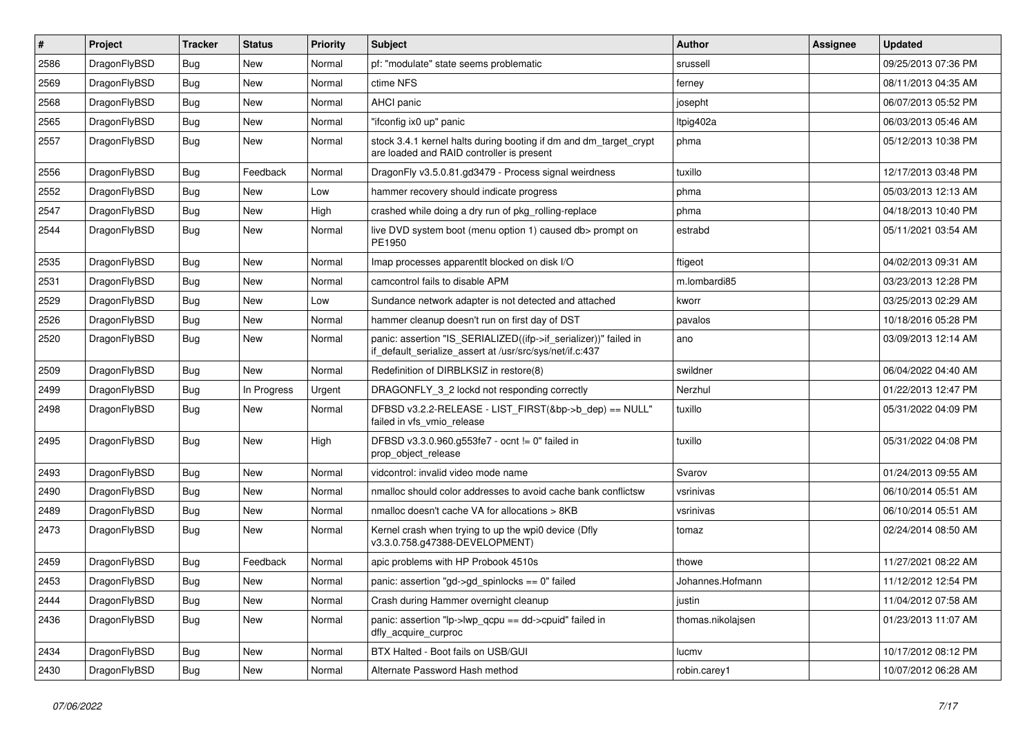| # | Project | Tracker | Status | Priority | Subject | Author | Assignee | Updated |
|---|---|---|---|---|---|---|---|---|
| 2586 | DragonFlyBSD | Bug | New | Normal | pf: "modulate" state seems problematic | srussell | | 09/25/2013 07:36 PM |
| 2569 | DragonFlyBSD | Bug | New | Normal | ctime NFS | ferney | | 08/11/2013 04:35 AM |
| 2568 | DragonFlyBSD | Bug | New | Normal | AHCI panic | josepht | | 06/07/2013 05:52 PM |
| 2565 | DragonFlyBSD | Bug | New | Normal | "ifconfig ix0 up" panic | ltpig402a | | 06/03/2013 05:46 AM |
| 2557 | DragonFlyBSD | Bug | New | Normal | stock 3.4.1 kernel halts during booting if dm and dm_target_crypt are loaded and RAID controller is present | phma | | 05/12/2013 10:38 PM |
| 2556 | DragonFlyBSD | Bug | Feedback | Normal | DragonFly v3.5.0.81.gd3479 - Process signal weirdness | tuxillo | | 12/17/2013 03:48 PM |
| 2552 | DragonFlyBSD | Bug | New | Low | hammer recovery should indicate progress | phma | | 05/03/2013 12:13 AM |
| 2547 | DragonFlyBSD | Bug | New | High | crashed while doing a dry run of pkg_rolling-replace | phma | | 04/18/2013 10:40 PM |
| 2544 | DragonFlyBSD | Bug | New | Normal | live DVD system boot (menu option 1) caused db> prompt on PE1950 | estrabd | | 05/11/2021 03:54 AM |
| 2535 | DragonFlyBSD | Bug | New | Normal | Imap processes apparentlt blocked on disk I/O | ftigeot | | 04/02/2013 09:31 AM |
| 2531 | DragonFlyBSD | Bug | New | Normal | camcontrol fails to disable APM | m.lombardi85 | | 03/23/2013 12:28 PM |
| 2529 | DragonFlyBSD | Bug | New | Low | Sundance network adapter is not detected and attached | kworr | | 03/25/2013 02:29 AM |
| 2526 | DragonFlyBSD | Bug | New | Normal | hammer cleanup doesn't run on first day of DST | pavalos | | 10/18/2016 05:28 PM |
| 2520 | DragonFlyBSD | Bug | New | Normal | panic: assertion "IS_SERIALIZED((ifp->if_serializer))" failed in if_default_serialize_assert at /usr/src/sys/net/if.c:437 | ano | | 03/09/2013 12:14 AM |
| 2509 | DragonFlyBSD | Bug | New | Normal | Redefinition of DIRBLKSIZ in restore(8) | swildner | | 06/04/2022 04:40 AM |
| 2499 | DragonFlyBSD | Bug | In Progress | Urgent | DRAGONFLY_3_2 lockd not responding correctly | Nerzhul | | 01/22/2013 12:47 PM |
| 2498 | DragonFlyBSD | Bug | New | Normal | DFBSD v3.2.2-RELEASE - LIST_FIRST(&bp->b_dep) == NULL" failed in vfs_vmio_release | tuxillo | | 05/31/2022 04:09 PM |
| 2495 | DragonFlyBSD | Bug | New | High | DFBSD v3.3.0.960.g553fe7 - ocnt != 0" failed in prop_object_release | tuxillo | | 05/31/2022 04:08 PM |
| 2493 | DragonFlyBSD | Bug | New | Normal | vidcontrol: invalid video mode name | Svarov | | 01/24/2013 09:55 AM |
| 2490 | DragonFlyBSD | Bug | New | Normal | nmalloc should color addresses to avoid cache bank conflictsw | vsrinivas | | 06/10/2014 05:51 AM |
| 2489 | DragonFlyBSD | Bug | New | Normal | nmalloc doesn't cache VA for allocations > 8KB | vsrinivas | | 06/10/2014 05:51 AM |
| 2473 | DragonFlyBSD | Bug | New | Normal | Kernel crash when trying to up the wpi0 device (Dfly v3.3.0.758.g47388-DEVELOPMENT) | tomaz | | 02/24/2014 08:50 AM |
| 2459 | DragonFlyBSD | Bug | Feedback | Normal | apic problems with HP Probook 4510s | thowe | | 11/27/2021 08:22 AM |
| 2453 | DragonFlyBSD | Bug | New | Normal | panic: assertion "gd->gd_spinlocks == 0" failed | Johannes.Hofmann | | 11/12/2012 12:54 PM |
| 2444 | DragonFlyBSD | Bug | New | Normal | Crash during Hammer overnight cleanup | justin | | 11/04/2012 07:58 AM |
| 2436 | DragonFlyBSD | Bug | New | Normal | panic: assertion "lp->lwp_qcpu == dd->cpuid" failed in dfly_acquire_curproc | thomas.nikolajsen | | 01/23/2013 11:07 AM |
| 2434 | DragonFlyBSD | Bug | New | Normal | BTX Halted - Boot fails on USB/GUI | lucmv | | 10/17/2012 08:12 PM |
| 2430 | DragonFlyBSD | Bug | New | Normal | Alternate Password Hash method | robin.carey1 | | 10/07/2012 06:28 AM |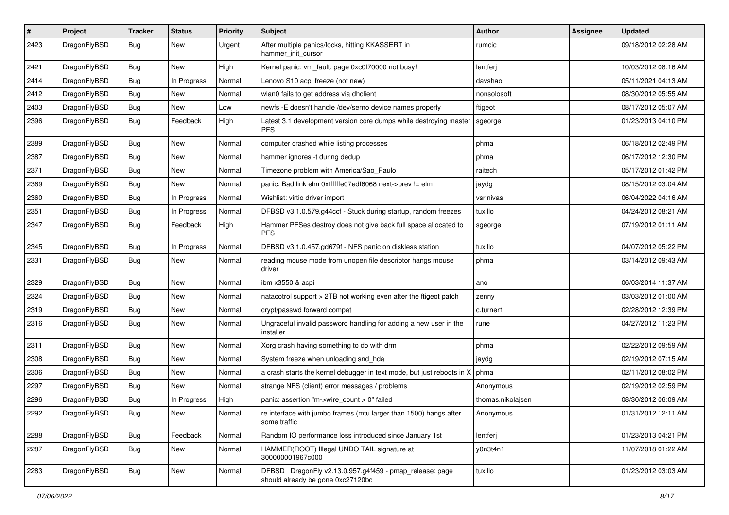| # | Project | Tracker | Status | Priority | Subject | Author | Assignee | Updated |
|---|---|---|---|---|---|---|---|---|
| 2423 | DragonFlyBSD | Bug | New | Urgent | After multiple panics/locks, hitting KKASSERT in hammer_init_cursor | rumcic | | 09/18/2012 02:28 AM |
| 2421 | DragonFlyBSD | Bug | New | High | Kernel panic: vm_fault: page 0xc0f70000 not busy! | lentferj | | 10/03/2012 08:16 AM |
| 2414 | DragonFlyBSD | Bug | In Progress | Normal | Lenovo S10 acpi freeze (not new) | davshao | | 05/11/2021 04:13 AM |
| 2412 | DragonFlyBSD | Bug | New | Normal | wlan0 fails to get address via dhclient | nonsolosoft | | 08/30/2012 05:55 AM |
| 2403 | DragonFlyBSD | Bug | New | Low | newfs -E doesn't handle /dev/serno device names properly | ftigeot | | 08/17/2012 05:07 AM |
| 2396 | DragonFlyBSD | Bug | Feedback | High | Latest 3.1 development version core dumps while destroying master PFS | sgeorge | | 01/23/2013 04:10 PM |
| 2389 | DragonFlyBSD | Bug | New | Normal | computer crashed while listing processes | phma | | 06/18/2012 02:49 PM |
| 2387 | DragonFlyBSD | Bug | New | Normal | hammer ignores -t during dedup | phma | | 06/17/2012 12:30 PM |
| 2371 | DragonFlyBSD | Bug | New | Normal | Timezone problem with America/Sao_Paulo | raitech | | 05/17/2012 01:42 PM |
| 2369 | DragonFlyBSD | Bug | New | Normal | panic: Bad link elm 0xffffffe07edf6068 next->prev != elm | jaydg | | 08/15/2012 03:04 AM |
| 2360 | DragonFlyBSD | Bug | In Progress | Normal | Wishlist: virtio driver import | vsrinivas | | 06/04/2022 04:16 AM |
| 2351 | DragonFlyBSD | Bug | In Progress | Normal | DFBSD v3.1.0.579.g44ccf - Stuck during startup, random freezes | tuxillo | | 04/24/2012 08:21 AM |
| 2347 | DragonFlyBSD | Bug | Feedback | High | Hammer PFSes destroy does not give back full space allocated to PFS | sgeorge | | 07/19/2012 01:11 AM |
| 2345 | DragonFlyBSD | Bug | In Progress | Normal | DFBSD v3.1.0.457.gd679f - NFS panic on diskless station | tuxillo | | 04/07/2012 05:22 PM |
| 2331 | DragonFlyBSD | Bug | New | Normal | reading mouse mode from unopen file descriptor hangs mouse driver | phma | | 03/14/2012 09:43 AM |
| 2329 | DragonFlyBSD | Bug | New | Normal | ibm x3550 & acpi | ano | | 06/03/2014 11:37 AM |
| 2324 | DragonFlyBSD | Bug | New | Normal | natacotrol support > 2TB not working even after the ftigeot patch | zenny | | 03/03/2012 01:00 AM |
| 2319 | DragonFlyBSD | Bug | New | Normal | crypt/passwd forward compat | c.turner1 | | 02/28/2012 12:39 PM |
| 2316 | DragonFlyBSD | Bug | New | Normal | Ungraceful invalid password handling for adding a new user in the installer | rune | | 04/27/2012 11:23 PM |
| 2311 | DragonFlyBSD | Bug | New | Normal | Xorg crash having something to do with drm | phma | | 02/22/2012 09:59 AM |
| 2308 | DragonFlyBSD | Bug | New | Normal | System freeze when unloading snd_hda | jaydg | | 02/19/2012 07:15 AM |
| 2306 | DragonFlyBSD | Bug | New | Normal | a crash starts the kernel debugger in text mode, but just reboots in X | phma | | 02/11/2012 08:02 PM |
| 2297 | DragonFlyBSD | Bug | New | Normal | strange NFS (client) error messages / problems | Anonymous | | 02/19/2012 02:59 PM |
| 2296 | DragonFlyBSD | Bug | In Progress | High | panic: assertion "m->wire_count > 0" failed | thomas.nikolajsen | | 08/30/2012 06:09 AM |
| 2292 | DragonFlyBSD | Bug | New | Normal | re interface with jumbo frames (mtu larger than 1500) hangs after some traffic | Anonymous | | 01/31/2012 12:11 AM |
| 2288 | DragonFlyBSD | Bug | Feedback | Normal | Random IO performance loss introduced since January 1st | lentferj | | 01/23/2013 04:21 PM |
| 2287 | DragonFlyBSD | Bug | New | Normal | HAMMER(ROOT) Illegal UNDO TAIL signature at 300000001967c000 | y0n3t4n1 | | 11/07/2018 01:22 AM |
| 2283 | DragonFlyBSD | Bug | New | Normal | DFBSD DragonFly v2.13.0.957.g4f459 - pmap_release: page should already be gone 0xc27120bc | tuxillo | | 01/23/2012 03:03 AM |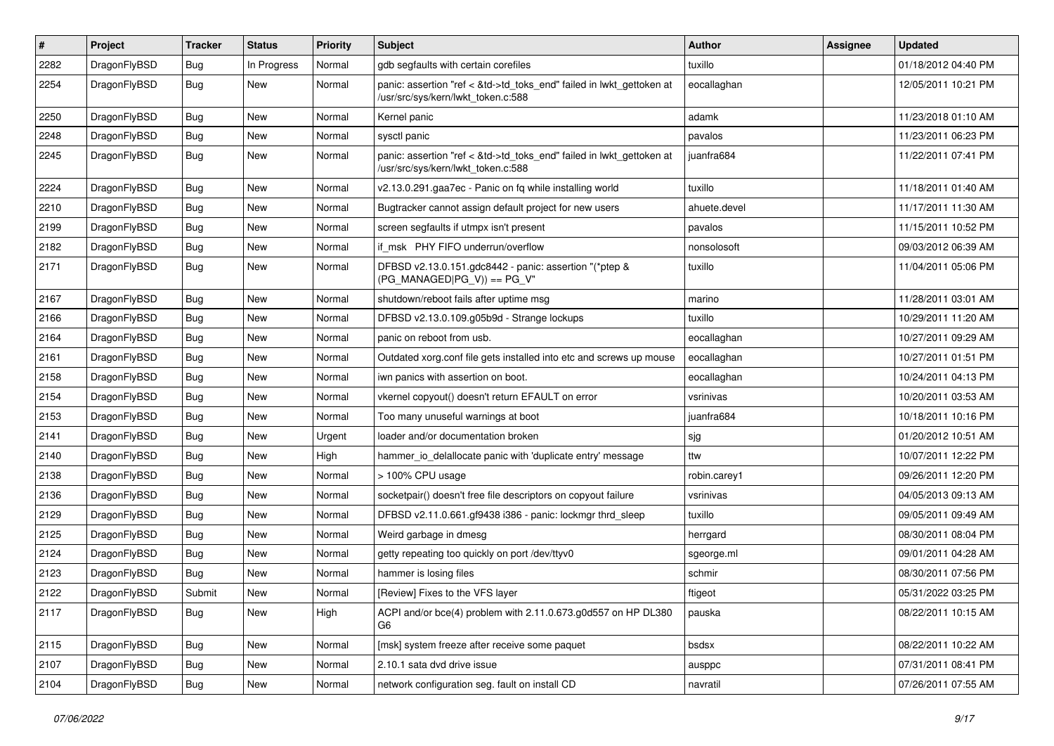| # | Project | Tracker | Status | Priority | Subject | Author | Assignee | Updated |
|---|---|---|---|---|---|---|---|---|
| 2282 | DragonFlyBSD | Bug | In Progress | Normal | gdb segfaults with certain corefiles | tuxillo | | 01/18/2012 04:40 PM |
| 2254 | DragonFlyBSD | Bug | New | Normal | panic: assertion "ref < &td->td_toks_end" failed in lwkt_gettoken at /usr/src/sys/kern/lwkt_token.c:588 | eocallaghan | | 12/05/2011 10:21 PM |
| 2250 | DragonFlyBSD | Bug | New | Normal | Kernel panic | adamk | | 11/23/2018 01:10 AM |
| 2248 | DragonFlyBSD | Bug | New | Normal | sysctl panic | pavalos | | 11/23/2011 06:23 PM |
| 2245 | DragonFlyBSD | Bug | New | Normal | panic: assertion "ref < &td->td_toks_end" failed in lwkt_gettoken at /usr/src/sys/kern/lwkt_token.c:588 | juanfra684 | | 11/22/2011 07:41 PM |
| 2224 | DragonFlyBSD | Bug | New | Normal | v2.13.0.291.gaa7ec - Panic on fq while installing world | tuxillo | | 11/18/2011 01:40 AM |
| 2210 | DragonFlyBSD | Bug | New | Normal | Bugtracker cannot assign default project for new users | ahuete.devel | | 11/17/2011 11:30 AM |
| 2199 | DragonFlyBSD | Bug | New | Normal | screen segfaults if utmpx isn't present | pavalos | | 11/15/2011 10:52 PM |
| 2182 | DragonFlyBSD | Bug | New | Normal | if_msk PHY FIFO underrun/overflow | nonsolosoft | | 09/03/2012 06:39 AM |
| 2171 | DragonFlyBSD | Bug | New | Normal | DFBSD v2.13.0.151.gdc8442 - panic: assertion "(*ptep & (PG_MANAGED\|PG_V)) == PG_V" | tuxillo | | 11/04/2011 05:06 PM |
| 2167 | DragonFlyBSD | Bug | New | Normal | shutdown/reboot fails after uptime msg | marino | | 11/28/2011 03:01 AM |
| 2166 | DragonFlyBSD | Bug | New | Normal | DFBSD v2.13.0.109.g05b9d - Strange lockups | tuxillo | | 10/29/2011 11:20 AM |
| 2164 | DragonFlyBSD | Bug | New | Normal | panic on reboot from usb. | eocallaghan | | 10/27/2011 09:29 AM |
| 2161 | DragonFlyBSD | Bug | New | Normal | Outdated xorg.conf file gets installed into etc and screws up mouse | eocallaghan | | 10/27/2011 01:51 PM |
| 2158 | DragonFlyBSD | Bug | New | Normal | iwn panics with assertion on boot. | eocallaghan | | 10/24/2011 04:13 PM |
| 2154 | DragonFlyBSD | Bug | New | Normal | vkernel copyout() doesn't return EFAULT on error | vsrinivas | | 10/20/2011 03:53 AM |
| 2153 | DragonFlyBSD | Bug | New | Normal | Too many unuseful warnings at boot | juanfra684 | | 10/18/2011 10:16 PM |
| 2141 | DragonFlyBSD | Bug | New | Urgent | loader and/or documentation broken | sjg | | 01/20/2012 10:51 AM |
| 2140 | DragonFlyBSD | Bug | New | High | hammer_io_delallocate panic with 'duplicate entry' message | ttw | | 10/07/2011 12:22 PM |
| 2138 | DragonFlyBSD | Bug | New | Normal | > 100% CPU usage | robin.carey1 | | 09/26/2011 12:20 PM |
| 2136 | DragonFlyBSD | Bug | New | Normal | socketpair() doesn't free file descriptors on copyout failure | vsrinivas | | 04/05/2013 09:13 AM |
| 2129 | DragonFlyBSD | Bug | New | Normal | DFBSD v2.11.0.661.gf9438 i386 - panic: lockmgr thrd_sleep | tuxillo | | 09/05/2011 09:49 AM |
| 2125 | DragonFlyBSD | Bug | New | Normal | Weird garbage in dmesg | herrgard | | 08/30/2011 08:04 PM |
| 2124 | DragonFlyBSD | Bug | New | Normal | getty repeating too quickly on port /dev/ttyv0 | sgeorge.ml | | 09/01/2011 04:28 AM |
| 2123 | DragonFlyBSD | Bug | New | Normal | hammer is losing files | schmir | | 08/30/2011 07:56 PM |
| 2122 | DragonFlyBSD | Submit | New | Normal | [Review] Fixes to the VFS layer | ftigeot | | 05/31/2022 03:25 PM |
| 2117 | DragonFlyBSD | Bug | New | High | ACPI and/or bce(4) problem with 2.11.0.673.g0d557 on HP DL380 G6 | pauska | | 08/22/2011 10:15 AM |
| 2115 | DragonFlyBSD | Bug | New | Normal | [msk] system freeze after receive some paquet | bsdsx | | 08/22/2011 10:22 AM |
| 2107 | DragonFlyBSD | Bug | New | Normal | 2.10.1 sata dvd drive issue | ausppc | | 07/31/2011 08:41 PM |
| 2104 | DragonFlyBSD | Bug | New | Normal | network configuration seg. fault on install CD | navratil | | 07/26/2011 07:55 AM |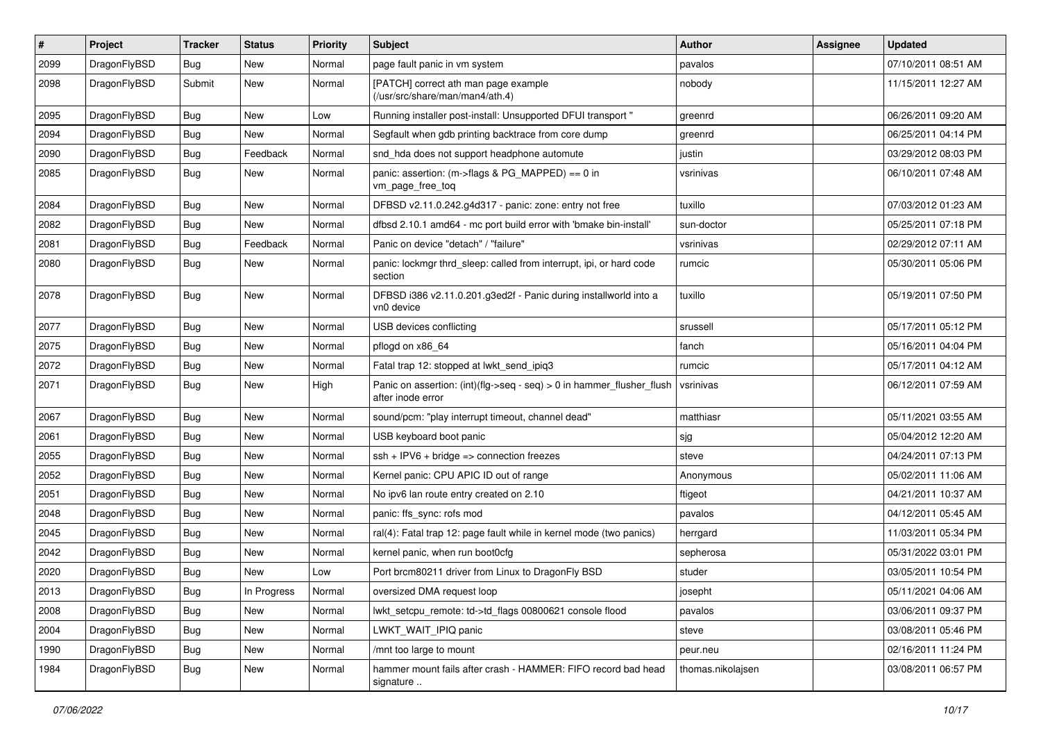| # | Project | Tracker | Status | Priority | Subject | Author | Assignee | Updated |
|---|---|---|---|---|---|---|---|---|
| 2099 | DragonFlyBSD | Bug | New | Normal | page fault panic in vm system | pavalos | | 07/10/2011 08:51 AM |
| 2098 | DragonFlyBSD | Submit | New | Normal | [PATCH] correct ath man page example (/usr/src/share/man/man4/ath.4) | nobody | | 11/15/2011 12:27 AM |
| 2095 | DragonFlyBSD | Bug | New | Low | Running installer post-install: Unsupported DFUI transport " | greenrd | | 06/26/2011 09:20 AM |
| 2094 | DragonFlyBSD | Bug | New | Normal | Segfault when gdb printing backtrace from core dump | greenrd | | 06/25/2011 04:14 PM |
| 2090 | DragonFlyBSD | Bug | Feedback | Normal | snd_hda does not support headphone automute | justin | | 03/29/2012 08:03 PM |
| 2085 | DragonFlyBSD | Bug | New | Normal | panic: assertion: (m->flags & PG_MAPPED) == 0 in vm_page_free_toq | vsrinivas | | 06/10/2011 07:48 AM |
| 2084 | DragonFlyBSD | Bug | New | Normal | DFBSD v2.11.0.242.g4d317 - panic: zone: entry not free | tuxillo | | 07/03/2012 01:23 AM |
| 2082 | DragonFlyBSD | Bug | New | Normal | dfbsd 2.10.1 amd64 - mc port build error with 'bmake bin-install' | sun-doctor | | 05/25/2011 07:18 PM |
| 2081 | DragonFlyBSD | Bug | Feedback | Normal | Panic on device "detach" / "failure" | vsrinivas | | 02/29/2012 07:11 AM |
| 2080 | DragonFlyBSD | Bug | New | Normal | panic: lockmgr thrd_sleep: called from interrupt, ipi, or hard code section | rumcic | | 05/30/2011 05:06 PM |
| 2078 | DragonFlyBSD | Bug | New | Normal | DFBSD i386 v2.11.0.201.g3ed2f - Panic during installworld into a vn0 device | tuxillo | | 05/19/2011 07:50 PM |
| 2077 | DragonFlyBSD | Bug | New | Normal | USB devices conflicting | srussell | | 05/17/2011 05:12 PM |
| 2075 | DragonFlyBSD | Bug | New | Normal | pflogd on x86_64 | fanch | | 05/16/2011 04:04 PM |
| 2072 | DragonFlyBSD | Bug | New | Normal | Fatal trap 12: stopped at lwkt_send_ipiq3 | rumcic | | 05/17/2011 04:12 AM |
| 2071 | DragonFlyBSD | Bug | New | High | Panic on assertion: (int)(flg->seq - seq) > 0 in hammer_flusher_flush after inode error | vsrinivas | | 06/12/2011 07:59 AM |
| 2067 | DragonFlyBSD | Bug | New | Normal | sound/pcm: "play interrupt timeout, channel dead" | matthiasr | | 05/11/2021 03:55 AM |
| 2061 | DragonFlyBSD | Bug | New | Normal | USB keyboard boot panic | sjg | | 05/04/2012 12:20 AM |
| 2055 | DragonFlyBSD | Bug | New | Normal | ssh + IPV6 + bridge => connection freezes | steve | | 04/24/2011 07:13 PM |
| 2052 | DragonFlyBSD | Bug | New | Normal | Kernel panic: CPU APIC ID out of range | Anonymous | | 05/02/2011 11:06 AM |
| 2051 | DragonFlyBSD | Bug | New | Normal | No ipv6 lan route entry created on 2.10 | ftigeot | | 04/21/2011 10:37 AM |
| 2048 | DragonFlyBSD | Bug | New | Normal | panic: ffs_sync: rofs mod | pavalos | | 04/12/2011 05:45 AM |
| 2045 | DragonFlyBSD | Bug | New | Normal | ral(4): Fatal trap 12: page fault while in kernel mode (two panics) | herrgard | | 11/03/2011 05:34 PM |
| 2042 | DragonFlyBSD | Bug | New | Normal | kernel panic, when run boot0cfg | sepherosa | | 05/31/2022 03:01 PM |
| 2020 | DragonFlyBSD | Bug | New | Low | Port brcm80211 driver from Linux to DragonFly BSD | studer | | 03/05/2011 10:54 PM |
| 2013 | DragonFlyBSD | Bug | In Progress | Normal | oversized DMA request loop | josepht | | 05/11/2021 04:06 AM |
| 2008 | DragonFlyBSD | Bug | New | Normal | lwkt_setcpu_remote: td->td_flags 00800621 console flood | pavalos | | 03/06/2011 09:37 PM |
| 2004 | DragonFlyBSD | Bug | New | Normal | LWKT_WAIT_IPIQ panic | steve | | 03/08/2011 05:46 PM |
| 1990 | DragonFlyBSD | Bug | New | Normal | /mnt too large to mount | peur.neu | | 02/16/2011 11:24 PM |
| 1984 | DragonFlyBSD | Bug | New | Normal | hammer mount fails after crash - HAMMER: FIFO record bad head signature .. | thomas.nikolajsen | | 03/08/2011 06:57 PM |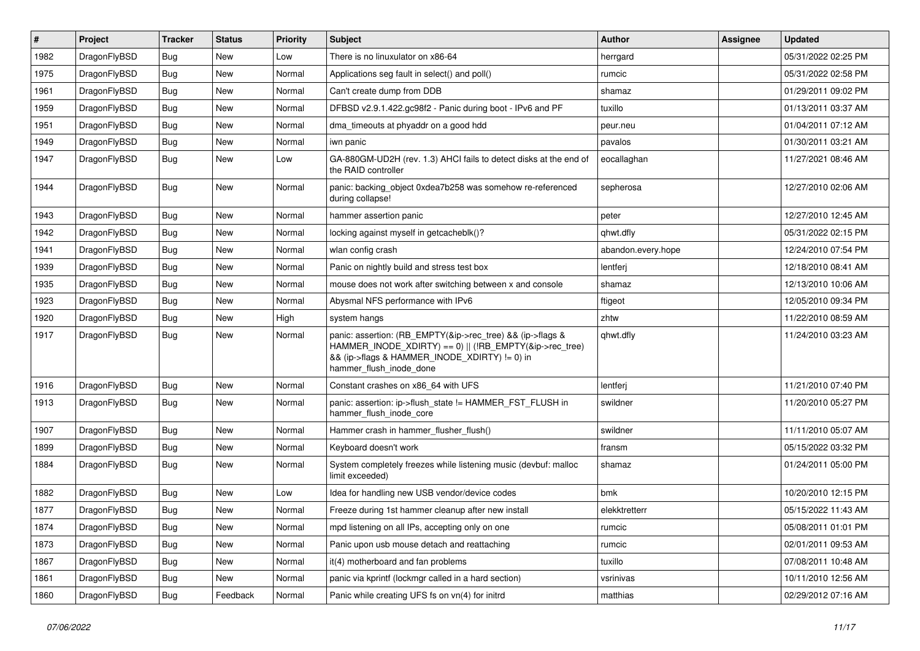| # | Project | Tracker | Status | Priority | Subject | Author | Assignee | Updated |
|---|---|---|---|---|---|---|---|---|
| 1982 | DragonFlyBSD | Bug | New | Low | There is no linuxulator on x86-64 | herrgard | | 05/31/2022 02:25 PM |
| 1975 | DragonFlyBSD | Bug | New | Normal | Applications seg fault in select() and poll() | rumcic | | 05/31/2022 02:58 PM |
| 1961 | DragonFlyBSD | Bug | New | Normal | Can't create dump from DDB | shamaz | | 01/29/2011 09:02 PM |
| 1959 | DragonFlyBSD | Bug | New | Normal | DFBSD v2.9.1.422.gc98f2 - Panic during boot - IPv6 and PF | tuxillo | | 01/13/2011 03:37 AM |
| 1951 | DragonFlyBSD | Bug | New | Normal | dma_timeouts at phyaddr on a good hdd | peur.neu | | 01/04/2011 07:12 AM |
| 1949 | DragonFlyBSD | Bug | New | Normal | iwn panic | pavalos | | 01/30/2011 03:21 AM |
| 1947 | DragonFlyBSD | Bug | New | Low | GA-880GM-UD2H (rev. 1.3) AHCI fails to detect disks at the end of the RAID controller | eocallaghan | | 11/27/2021 08:46 AM |
| 1944 | DragonFlyBSD | Bug | New | Normal | panic: backing_object 0xdea7b258 was somehow re-referenced during collapse! | sepherosa | | 12/27/2010 02:06 AM |
| 1943 | DragonFlyBSD | Bug | New | Normal | hammer assertion panic | peter | | 12/27/2010 12:45 AM |
| 1942 | DragonFlyBSD | Bug | New | Normal | locking against myself in getcacheblk()? | qhwt.dfly | | 05/31/2022 02:15 PM |
| 1941 | DragonFlyBSD | Bug | New | Normal | wlan config crash | abandon.every.hope | | 12/24/2010 07:54 PM |
| 1939 | DragonFlyBSD | Bug | New | Normal | Panic on nightly build and stress test box | lentferj | | 12/18/2010 08:41 AM |
| 1935 | DragonFlyBSD | Bug | New | Normal | mouse does not work after switching between x and console | shamaz | | 12/13/2010 10:06 AM |
| 1923 | DragonFlyBSD | Bug | New | Normal | Abysmal NFS performance with IPv6 | ftigeot | | 12/05/2010 09:34 PM |
| 1920 | DragonFlyBSD | Bug | New | High | system hangs | zhtw | | 11/22/2010 08:59 AM |
| 1917 | DragonFlyBSD | Bug | New | Normal | panic: assertion: (RB_EMPTY(&ip->rec_tree) && (ip->flags & HAMMER_INODE_XDIRTY) == 0) \|\| (!RB_EMPTY(&ip->rec_tree) && (ip->flags & HAMMER_INODE_XDIRTY) != 0) in hammer_flush_inode_done | qhwt.dfly | | 11/24/2010 03:23 AM |
| 1916 | DragonFlyBSD | Bug | New | Normal | Constant crashes on x86_64 with UFS | lentferj | | 11/21/2010 07:40 PM |
| 1913 | DragonFlyBSD | Bug | New | Normal | panic: assertion: ip->flush_state != HAMMER_FST_FLUSH in hammer_flush_inode_core | swildner | | 11/20/2010 05:27 PM |
| 1907 | DragonFlyBSD | Bug | New | Normal | Hammer crash in hammer_flusher_flush() | swildner | | 11/11/2010 05:07 AM |
| 1899 | DragonFlyBSD | Bug | New | Normal | Keyboard doesn't work | fransm | | 05/15/2022 03:32 PM |
| 1884 | DragonFlyBSD | Bug | New | Normal | System completely freezes while listening music (devbuf: malloc limit exceeded) | shamaz | | 01/24/2011 05:00 PM |
| 1882 | DragonFlyBSD | Bug | New | Low | Idea for handling new USB vendor/device codes | bmk | | 10/20/2010 12:15 PM |
| 1877 | DragonFlyBSD | Bug | New | Normal | Freeze during 1st hammer cleanup after new install | elekktretterr | | 05/15/2022 11:43 AM |
| 1874 | DragonFlyBSD | Bug | New | Normal | mpd listening on all IPs, accepting only on one | rumcic | | 05/08/2011 01:01 PM |
| 1873 | DragonFlyBSD | Bug | New | Normal | Panic upon usb mouse detach and reattaching | rumcic | | 02/01/2011 09:53 AM |
| 1867 | DragonFlyBSD | Bug | New | Normal | it(4) motherboard and fan problems | tuxillo | | 07/08/2011 10:48 AM |
| 1861 | DragonFlyBSD | Bug | New | Normal | panic via kprintf (lockmgr called in a hard section) | vsrinivas | | 10/11/2010 12:56 AM |
| 1860 | DragonFlyBSD | Bug | Feedback | Normal | Panic while creating UFS fs on vn(4) for initrd | matthias | | 02/29/2012 07:16 AM |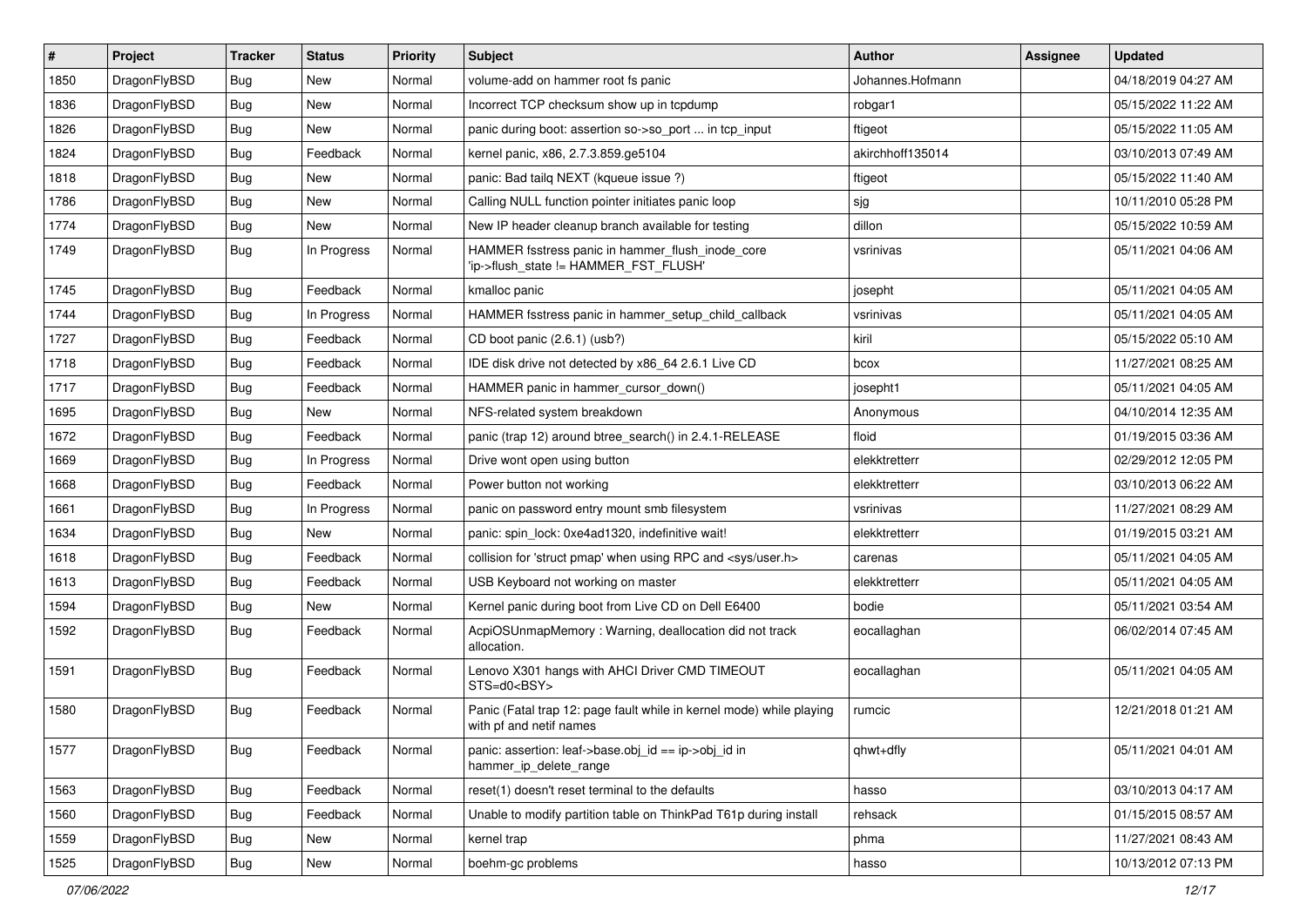| # | Project | Tracker | Status | Priority | Subject | Author | Assignee | Updated |
| --- | --- | --- | --- | --- | --- | --- | --- | --- |
| 1850 | DragonFlyBSD | Bug | New | Normal | volume-add on hammer root fs panic | Johannes.Hofmann | | 04/18/2019 04:27 AM |
| 1836 | DragonFlyBSD | Bug | New | Normal | Incorrect TCP checksum show up in tcpdump | robgar1 | | 05/15/2022 11:22 AM |
| 1826 | DragonFlyBSD | Bug | New | Normal | panic during boot: assertion so->so_port ... in tcp_input | ftigeot | | 05/15/2022 11:05 AM |
| 1824 | DragonFlyBSD | Bug | Feedback | Normal | kernel panic, x86, 2.7.3.859.ge5104 | akirchhoff135014 | | 03/10/2013 07:49 AM |
| 1818 | DragonFlyBSD | Bug | New | Normal | panic: Bad tailq NEXT (kqueue issue ?) | ftigeot | | 05/15/2022 11:40 AM |
| 1786 | DragonFlyBSD | Bug | New | Normal | Calling NULL function pointer initiates panic loop | sjg | | 10/11/2010 05:28 PM |
| 1774 | DragonFlyBSD | Bug | New | Normal | New IP header cleanup branch available for testing | dillon | | 05/15/2022 10:59 AM |
| 1749 | DragonFlyBSD | Bug | In Progress | Normal | HAMMER fsstress panic in hammer_flush_inode_core 'ip->flush_state != HAMMER_FST_FLUSH' | vsrinivas | | 05/11/2021 04:06 AM |
| 1745 | DragonFlyBSD | Bug | Feedback | Normal | kmalloc panic | josepht | | 05/11/2021 04:05 AM |
| 1744 | DragonFlyBSD | Bug | In Progress | Normal | HAMMER fsstress panic in hammer_setup_child_callback | vsrinivas | | 05/11/2021 04:05 AM |
| 1727 | DragonFlyBSD | Bug | Feedback | Normal | CD boot panic (2.6.1) (usb?) | kiril | | 05/15/2022 05:10 AM |
| 1718 | DragonFlyBSD | Bug | Feedback | Normal | IDE disk drive not detected by x86_64 2.6.1 Live CD | bcox | | 11/27/2021 08:25 AM |
| 1717 | DragonFlyBSD | Bug | Feedback | Normal | HAMMER panic in hammer_cursor_down() | josepht1 | | 05/11/2021 04:05 AM |
| 1695 | DragonFlyBSD | Bug | New | Normal | NFS-related system breakdown | Anonymous | | 04/10/2014 12:35 AM |
| 1672 | DragonFlyBSD | Bug | Feedback | Normal | panic (trap 12) around btree_search() in 2.4.1-RELEASE | floid | | 01/19/2015 03:36 AM |
| 1669 | DragonFlyBSD | Bug | In Progress | Normal | Drive wont open using button | elekktretterr | | 02/29/2012 12:05 PM |
| 1668 | DragonFlyBSD | Bug | Feedback | Normal | Power button not working | elekktretterr | | 03/10/2013 06:22 AM |
| 1661 | DragonFlyBSD | Bug | In Progress | Normal | panic on password entry mount smb filesystem | vsrinivas | | 11/27/2021 08:29 AM |
| 1634 | DragonFlyBSD | Bug | New | Normal | panic: spin_lock: 0xe4ad1320, indefinitive wait! | elekktretterr | | 01/19/2015 03:21 AM |
| 1618 | DragonFlyBSD | Bug | Feedback | Normal | collision for 'struct pmap' when using RPC and <sys/user.h> | carenas | | 05/11/2021 04:05 AM |
| 1613 | DragonFlyBSD | Bug | Feedback | Normal | USB Keyboard not working on master | elekktretterr | | 05/11/2021 04:05 AM |
| 1594 | DragonFlyBSD | Bug | New | Normal | Kernel panic during boot from Live CD on Dell E6400 | bodie | | 05/11/2021 03:54 AM |
| 1592 | DragonFlyBSD | Bug | Feedback | Normal | AcpiOSUnmapMemory : Warning, deallocation did not track allocation. | eocallaghan | | 06/02/2014 07:45 AM |
| 1591 | DragonFlyBSD | Bug | Feedback | Normal | Lenovo X301 hangs with AHCI Driver CMD TIMEOUT STS=d0<BSY> | eocallaghan | | 05/11/2021 04:05 AM |
| 1580 | DragonFlyBSD | Bug | Feedback | Normal | Panic (Fatal trap 12: page fault while in kernel mode) while playing with pf and netif names | rumcic | | 12/21/2018 01:21 AM |
| 1577 | DragonFlyBSD | Bug | Feedback | Normal | panic: assertion: leaf->base.obj_id == ip->obj_id in hammer_ip_delete_range | qhwt+dfly | | 05/11/2021 04:01 AM |
| 1563 | DragonFlyBSD | Bug | Feedback | Normal | reset(1) doesn't reset terminal to the defaults | hasso | | 03/10/2013 04:17 AM |
| 1560 | DragonFlyBSD | Bug | Feedback | Normal | Unable to modify partition table on ThinkPad T61p during install | rehsack | | 01/15/2015 08:57 AM |
| 1559 | DragonFlyBSD | Bug | New | Normal | kernel trap | phma | | 11/27/2021 08:43 AM |
| 1525 | DragonFlyBSD | Bug | New | Normal | boehm-gc problems | hasso | | 10/13/2012 07:13 PM |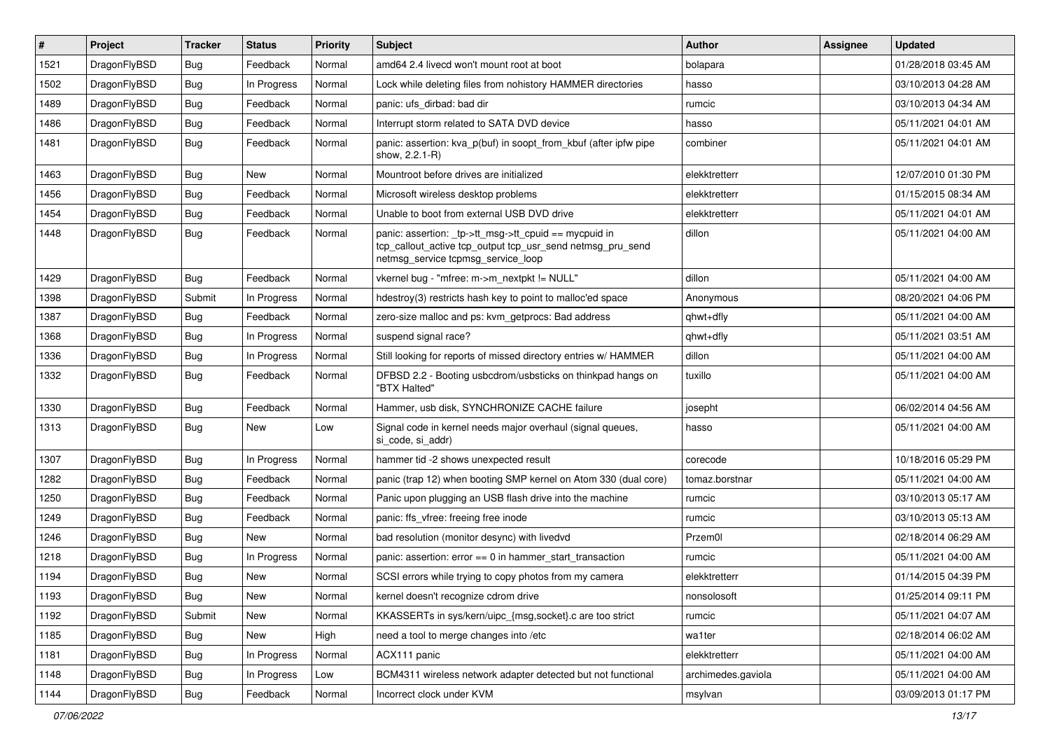| # | Project | Tracker | Status | Priority | Subject | Author | Assignee | Updated |
|---|---|---|---|---|---|---|---|---|
| 1521 | DragonFlyBSD | Bug | Feedback | Normal | amd64 2.4 livecd won't mount root at boot | bolapara | | 01/28/2018 03:45 AM |
| 1502 | DragonFlyBSD | Bug | In Progress | Normal | Lock while deleting files from nohistory HAMMER directories | hasso | | 03/10/2013 04:28 AM |
| 1489 | DragonFlyBSD | Bug | Feedback | Normal | panic: ufs_dirbad: bad dir | rumcic | | 03/10/2013 04:34 AM |
| 1486 | DragonFlyBSD | Bug | Feedback | Normal | Interrupt storm related to SATA DVD device | hasso | | 05/11/2021 04:01 AM |
| 1481 | DragonFlyBSD | Bug | Feedback | Normal | panic: assertion: kva_p(buf) in soopt_from_kbuf (after ipfw pipe show, 2.2.1-R) | combiner | | 05/11/2021 04:01 AM |
| 1463 | DragonFlyBSD | Bug | New | Normal | Mountroot before drives are initialized | elekktretterr | | 12/07/2010 01:30 PM |
| 1456 | DragonFlyBSD | Bug | Feedback | Normal | Microsoft wireless desktop problems | elekktretterr | | 01/15/2015 08:34 AM |
| 1454 | DragonFlyBSD | Bug | Feedback | Normal | Unable to boot from external USB DVD drive | elekktretterr | | 05/11/2021 04:01 AM |
| 1448 | DragonFlyBSD | Bug | Feedback | Normal | panic: assertion: _tp->tt_msg->tt_cpuid == mycpuid in tcp_callout_active tcp_output tcp_usr_send netmsg_pru_send netmsg_service tcpmsg_service_loop | dillon | | 05/11/2021 04:00 AM |
| 1429 | DragonFlyBSD | Bug | Feedback | Normal | vkernel bug - "mfree: m->m_nextpkt != NULL" | dillon | | 05/11/2021 04:00 AM |
| 1398 | DragonFlyBSD | Submit | In Progress | Normal | hdestroy(3) restricts hash key to point to malloc'ed space | Anonymous | | 08/20/2021 04:06 PM |
| 1387 | DragonFlyBSD | Bug | Feedback | Normal | zero-size malloc and ps: kvm_getprocs: Bad address | qhwt+dfly | | 05/11/2021 04:00 AM |
| 1368 | DragonFlyBSD | Bug | In Progress | Normal | suspend signal race? | qhwt+dfly | | 05/11/2021 03:51 AM |
| 1336 | DragonFlyBSD | Bug | In Progress | Normal | Still looking for reports of missed directory entries w/ HAMMER | dillon | | 05/11/2021 04:00 AM |
| 1332 | DragonFlyBSD | Bug | Feedback | Normal | DFBSD 2.2 - Booting usbcdrom/usbsticks on thinkpad hangs on "BTX Halted" | tuxillo | | 05/11/2021 04:00 AM |
| 1330 | DragonFlyBSD | Bug | Feedback | Normal | Hammer, usb disk, SYNCHRONIZE CACHE failure | josepht | | 06/02/2014 04:56 AM |
| 1313 | DragonFlyBSD | Bug | New | Low | Signal code in kernel needs major overhaul (signal queues, si_code, si_addr) | hasso | | 05/11/2021 04:00 AM |
| 1307 | DragonFlyBSD | Bug | In Progress | Normal | hammer tid -2 shows unexpected result | corecode | | 10/18/2016 05:29 PM |
| 1282 | DragonFlyBSD | Bug | Feedback | Normal | panic (trap 12) when booting SMP kernel on Atom 330 (dual core) | tomaz.borstnar | | 05/11/2021 04:00 AM |
| 1250 | DragonFlyBSD | Bug | Feedback | Normal | Panic upon plugging an USB flash drive into the machine | rumcic | | 03/10/2013 05:17 AM |
| 1249 | DragonFlyBSD | Bug | Feedback | Normal | panic: ffs_vfree: freeing free inode | rumcic | | 03/10/2013 05:13 AM |
| 1246 | DragonFlyBSD | Bug | New | Normal | bad resolution (monitor desync) with livedvd | Przem0l | | 02/18/2014 06:29 AM |
| 1218 | DragonFlyBSD | Bug | In Progress | Normal | panic: assertion: error == 0 in hammer_start_transaction | rumcic | | 05/11/2021 04:00 AM |
| 1194 | DragonFlyBSD | Bug | New | Normal | SCSI errors while trying to copy photos from my camera | elekktretterr | | 01/14/2015 04:39 PM |
| 1193 | DragonFlyBSD | Bug | New | Normal | kernel doesn't recognize cdrom drive | nonsolosoft | | 01/25/2014 09:11 PM |
| 1192 | DragonFlyBSD | Submit | New | Normal | KKASSERTs in sys/kern/uipc_{msg,socket}.c are too strict | rumcic | | 05/11/2021 04:07 AM |
| 1185 | DragonFlyBSD | Bug | New | High | need a tool to merge changes into /etc | wa1ter | | 02/18/2014 06:02 AM |
| 1181 | DragonFlyBSD | Bug | In Progress | Normal | ACX111 panic | elekktretterr | | 05/11/2021 04:00 AM |
| 1148 | DragonFlyBSD | Bug | In Progress | Low | BCM4311 wireless network adapter detected but not functional | archimedes.gaviola | | 05/11/2021 04:00 AM |
| 1144 | DragonFlyBSD | Bug | Feedback | Normal | Incorrect clock under KVM | msylvan | | 03/09/2013 01:17 PM |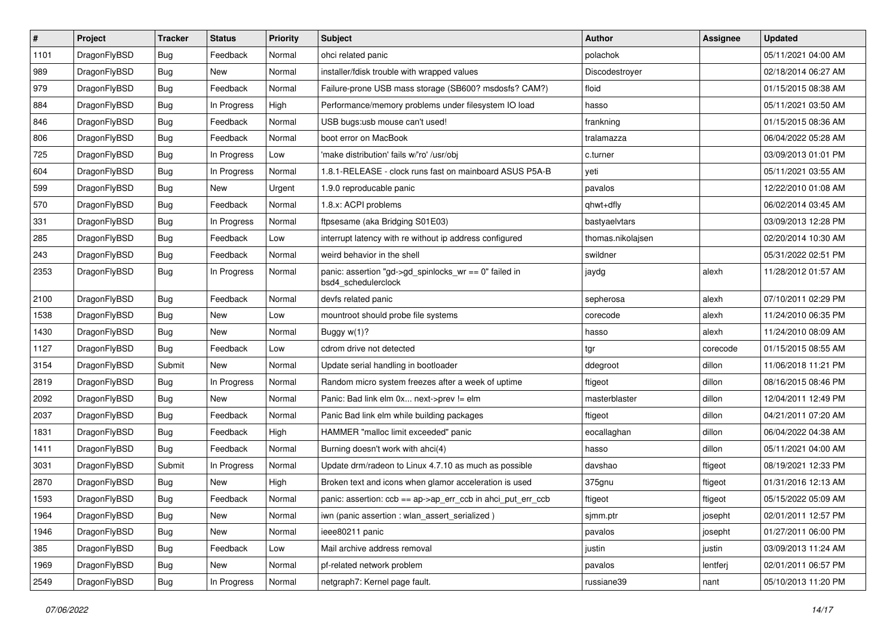| # | Project | Tracker | Status | Priority | Subject | Author | Assignee | Updated |
|---|---|---|---|---|---|---|---|---|
| 1101 | DragonFlyBSD | Bug | Feedback | Normal | ohci related panic | polachok | | 05/11/2021 04:00 AM |
| 989 | DragonFlyBSD | Bug | New | Normal | installer/fdisk trouble with wrapped values | Discodestroyer | | 02/18/2014 06:27 AM |
| 979 | DragonFlyBSD | Bug | Feedback | Normal | Failure-prone USB mass storage (SB600? msdosfs? CAM?) | floid | | 01/15/2015 08:38 AM |
| 884 | DragonFlyBSD | Bug | In Progress | High | Performance/memory problems under filesystem IO load | hasso | | 05/11/2021 03:50 AM |
| 846 | DragonFlyBSD | Bug | Feedback | Normal | USB bugs:usb mouse can't used! | frankning | | 01/15/2015 08:36 AM |
| 806 | DragonFlyBSD | Bug | Feedback | Normal | boot error on MacBook | tralamazza | | 06/04/2022 05:28 AM |
| 725 | DragonFlyBSD | Bug | In Progress | Low | 'make distribution' fails w/'ro' /usr/obj | c.turner | | 03/09/2013 01:01 PM |
| 604 | DragonFlyBSD | Bug | In Progress | Normal | 1.8.1-RELEASE - clock runs fast on mainboard ASUS P5A-B | yeti | | 05/11/2021 03:55 AM |
| 599 | DragonFlyBSD | Bug | New | Urgent | 1.9.0 reproducable panic | pavalos | | 12/22/2010 01:08 AM |
| 570 | DragonFlyBSD | Bug | Feedback | Normal | 1.8.x: ACPI problems | qhwt+dfly | | 06/02/2014 03:45 AM |
| 331 | DragonFlyBSD | Bug | In Progress | Normal | ftpsesame (aka Bridging S01E03) | bastyaelvtars | | 03/09/2013 12:28 PM |
| 285 | DragonFlyBSD | Bug | Feedback | Low | interrupt latency with re without ip address configured | thomas.nikolajsen | | 02/20/2014 10:30 AM |
| 243 | DragonFlyBSD | Bug | Feedback | Normal | weird behavior in the shell | swildner | | 05/31/2022 02:51 PM |
| 2353 | DragonFlyBSD | Bug | In Progress | Normal | panic: assertion "gd->gd_spinlocks_wr == 0" failed in bsd4_schedulerclock | jaydg | alexh | 11/28/2012 01:57 AM |
| 2100 | DragonFlyBSD | Bug | Feedback | Normal | devfs related panic | sepherosa | alexh | 07/10/2011 02:29 PM |
| 1538 | DragonFlyBSD | Bug | New | Low | mountroot should probe file systems | corecode | alexh | 11/24/2010 06:35 PM |
| 1430 | DragonFlyBSD | Bug | New | Normal | Buggy w(1)? | hasso | alexh | 11/24/2010 08:09 AM |
| 1127 | DragonFlyBSD | Bug | Feedback | Low | cdrom drive not detected | tgr | corecode | 01/15/2015 08:55 AM |
| 3154 | DragonFlyBSD | Submit | New | Normal | Update serial handling in bootloader | ddegroot | dillon | 11/06/2018 11:21 PM |
| 2819 | DragonFlyBSD | Bug | In Progress | Normal | Random micro system freezes after a week of uptime | ftigeot | dillon | 08/16/2015 08:46 PM |
| 2092 | DragonFlyBSD | Bug | New | Normal | Panic: Bad link elm 0x... next->prev != elm | masterblaster | dillon | 12/04/2011 12:49 PM |
| 2037 | DragonFlyBSD | Bug | Feedback | Normal | Panic Bad link elm while building packages | ftigeot | dillon | 04/21/2011 07:20 AM |
| 1831 | DragonFlyBSD | Bug | Feedback | High | HAMMER "malloc limit exceeded" panic | eocallaghan | dillon | 06/04/2022 04:38 AM |
| 1411 | DragonFlyBSD | Bug | Feedback | Normal | Burning doesn't work with ahci(4) | hasso | dillon | 05/11/2021 04:00 AM |
| 3031 | DragonFlyBSD | Submit | In Progress | Normal | Update drm/radeon to Linux 4.7.10 as much as possible | davshao | ftigeot | 08/19/2021 12:33 PM |
| 2870 | DragonFlyBSD | Bug | New | High | Broken text and icons when glamor acceleration is used | 375gnu | ftigeot | 01/31/2016 12:13 AM |
| 1593 | DragonFlyBSD | Bug | Feedback | Normal | panic: assertion: ccb == ap->ap_err_ccb in ahci_put_err_ccb | ftigeot | ftigeot | 05/15/2022 05:09 AM |
| 1964 | DragonFlyBSD | Bug | New | Normal | iwn (panic assertion : wlan_assert_serialized ) | sjmm.ptr | josepht | 02/01/2011 12:57 PM |
| 1946 | DragonFlyBSD | Bug | New | Normal | ieee80211 panic | pavalos | josepht | 01/27/2011 06:00 PM |
| 385 | DragonFlyBSD | Bug | Feedback | Low | Mail archive address removal | justin | justin | 03/09/2013 11:24 AM |
| 1969 | DragonFlyBSD | Bug | New | Normal | pf-related network problem | pavalos | lentferj | 02/01/2011 06:57 PM |
| 2549 | DragonFlyBSD | Bug | In Progress | Normal | netgraph7: Kernel page fault. | russiane39 | nant | 05/10/2013 11:20 PM |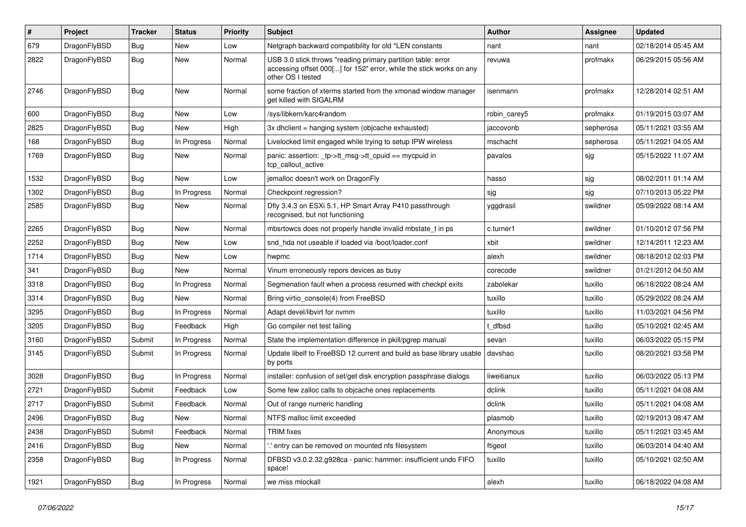| # | Project | Tracker | Status | Priority | Subject | Author | Assignee | Updated |
|---|---|---|---|---|---|---|---|---|
| 679 | DragonFlyBSD | Bug | New | Low | Netgraph backward compatibility for old *LEN constants | nant | nant | 02/18/2014 05:45 AM |
| 2822 | DragonFlyBSD | Bug | New | Normal | USB 3.0 stick throws "reading primary partition table: error accessing offset 000[...] for 152" error, while the stick works on any other OS I tested | revuwa | profmakx | 06/29/2015 05:56 AM |
| 2746 | DragonFlyBSD | Bug | New | Normal | some fraction of xterms started from the xmonad window manager get killed with SIGALRM | isenmann | profmakx | 12/28/2014 02:51 AM |
| 600 | DragonFlyBSD | Bug | New | Low | /sys/libkern/karc4random | robin_carey5 | profmakx | 01/19/2015 03:07 AM |
| 2825 | DragonFlyBSD | Bug | New | High | 3x dhclient = hanging system (objcache exhausted) | jaccovonb | sepherosa | 05/11/2021 03:55 AM |
| 168 | DragonFlyBSD | Bug | In Progress | Normal | Livelocked limit engaged while trying to setup IPW wireless | mschacht | sepherosa | 05/11/2021 04:05 AM |
| 1769 | DragonFlyBSD | Bug | New | Normal | panic: assertion: _tp->tt_msg->tt_cpuid == mycpuid in tcp_callout_active | pavalos | sjg | 05/15/2022 11:07 AM |
| 1532 | DragonFlyBSD | Bug | New | Low | jemalloc doesn't work on DragonFly | hasso | sjg | 08/02/2011 01:14 AM |
| 1302 | DragonFlyBSD | Bug | In Progress | Normal | Checkpoint regression? | sjg | sjg | 07/10/2013 05:22 PM |
| 2585 | DragonFlyBSD | Bug | New | Normal | Dfly 3.4.3 on ESXi 5.1, HP Smart Array P410 passthrough recognised, but not functioning | yggdrasil | swildner | 05/09/2022 08:14 AM |
| 2265 | DragonFlyBSD | Bug | New | Normal | mbsrtowcs does not properly handle invalid mbstate_t in ps | c.turner1 | swildner | 01/10/2012 07:56 PM |
| 2252 | DragonFlyBSD | Bug | New | Low | snd_hda not useable if loaded via /boot/loader.conf | xbit | swildner | 12/14/2011 12:23 AM |
| 1714 | DragonFlyBSD | Bug | New | Low | hwpmc | alexh | swildner | 08/18/2012 02:03 PM |
| 341 | DragonFlyBSD | Bug | New | Normal | Vinum erroneously repors devices as busy | corecode | swildner | 01/21/2012 04:50 AM |
| 3318 | DragonFlyBSD | Bug | In Progress | Normal | Segmenation fault when a process resumed with checkpt exits | zabolekar | tuxillo | 06/18/2022 08:24 AM |
| 3314 | DragonFlyBSD | Bug | New | Normal | Bring virtio_console(4) from FreeBSD | tuxillo | tuxillo | 05/29/2022 08:24 AM |
| 3295 | DragonFlyBSD | Bug | In Progress | Normal | Adapt devel/libvirt for nvmm | tuxillo | tuxillo | 11/03/2021 04:56 PM |
| 3205 | DragonFlyBSD | Bug | Feedback | High | Go compiler net test failing | t_dfbsd | tuxillo | 05/10/2021 02:45 AM |
| 3160 | DragonFlyBSD | Submit | In Progress | Normal | State the implementation difference in pkill/pgrep manual | sevan | tuxillo | 06/03/2022 05:15 PM |
| 3145 | DragonFlyBSD | Submit | In Progress | Normal | Update libelf to FreeBSD 12 current and build as base library usable by ports | davshao | tuxillo | 08/20/2021 03:58 PM |
| 3028 | DragonFlyBSD | Bug | In Progress | Normal | installer: confusion of set/get disk encryption passphrase dialogs | liweitianux | tuxillo | 06/03/2022 05:13 PM |
| 2721 | DragonFlyBSD | Submit | Feedback | Low | Some few zalloc calls to objcache ones replacements | dclink | tuxillo | 05/11/2021 04:08 AM |
| 2717 | DragonFlyBSD | Submit | Feedback | Normal | Out of range numeric handling | dclink | tuxillo | 05/11/2021 04:08 AM |
| 2496 | DragonFlyBSD | Bug | New | Normal | NTFS malloc limit exceeded | plasmob | tuxillo | 02/19/2013 08:47 AM |
| 2438 | DragonFlyBSD | Submit | Feedback | Normal | TRIM fixes | Anonymous | tuxillo | 05/11/2021 03:45 AM |
| 2416 | DragonFlyBSD | Bug | New | Normal | '.' entry can be removed on mounted nfs filesystem | ftigeot | tuxillo | 06/03/2014 04:40 AM |
| 2358 | DragonFlyBSD | Bug | In Progress | Normal | DFBSD v3.0.2.32.g928ca - panic: hammer: insufficient undo FIFO space! | tuxillo | tuxillo | 05/10/2021 02:50 AM |
| 1921 | DragonFlyBSD | Bug | In Progress | Normal | we miss mlockall | alexh | tuxillo | 06/18/2022 04:08 AM |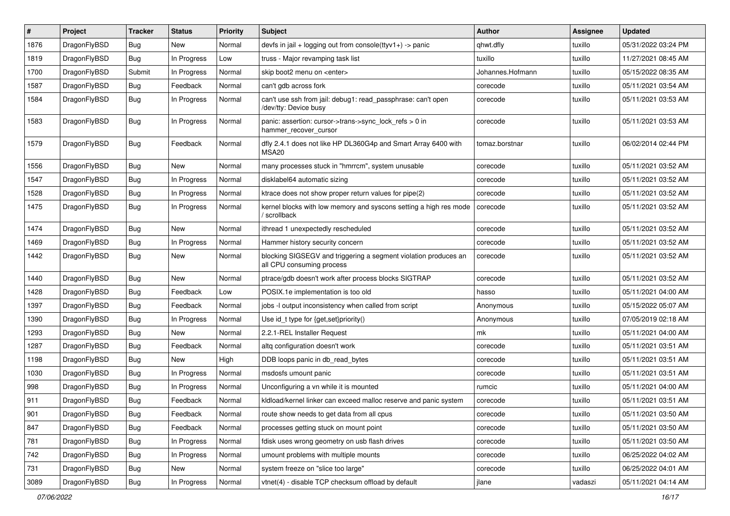| # | Project | Tracker | Status | Priority | Subject | Author | Assignee | Updated |
|---|---|---|---|---|---|---|---|---|
| 1876 | DragonFlyBSD | Bug | New | Normal | devfs in jail + logging out from console(ttyv1+) -> panic | qhwt.dfly | tuxillo | 05/31/2022 03:24 PM |
| 1819 | DragonFlyBSD | Bug | In Progress | Low | truss - Major revamping task list | tuxillo | tuxillo | 11/27/2021 08:45 AM |
| 1700 | DragonFlyBSD | Submit | In Progress | Normal | skip boot2 menu on <enter> | Johannes.Hofmann | tuxillo | 05/15/2022 08:35 AM |
| 1587 | DragonFlyBSD | Bug | Feedback | Normal | can't gdb across fork | corecode | tuxillo | 05/11/2021 03:54 AM |
| 1584 | DragonFlyBSD | Bug | In Progress | Normal | can't use ssh from jail: debug1: read_passphrase: can't open /dev/tty: Device busy | corecode | tuxillo | 05/11/2021 03:53 AM |
| 1583 | DragonFlyBSD | Bug | In Progress | Normal | panic: assertion: cursor->trans->sync_lock_refs > 0 in hammer_recover_cursor | corecode | tuxillo | 05/11/2021 03:53 AM |
| 1579 | DragonFlyBSD | Bug | Feedback | Normal | dfly 2.4.1 does not like HP DL360G4p and Smart Array 6400 with MSA20 | tomaz.borstnar | tuxillo | 06/02/2014 02:44 PM |
| 1556 | DragonFlyBSD | Bug | New | Normal | many processes stuck in "hmrrcm", system unusable | corecode | tuxillo | 05/11/2021 03:52 AM |
| 1547 | DragonFlyBSD | Bug | In Progress | Normal | disklabel64 automatic sizing | corecode | tuxillo | 05/11/2021 03:52 AM |
| 1528 | DragonFlyBSD | Bug | In Progress | Normal | ktrace does not show proper return values for pipe(2) | corecode | tuxillo | 05/11/2021 03:52 AM |
| 1475 | DragonFlyBSD | Bug | In Progress | Normal | kernel blocks with low memory and syscons setting a high res mode / scrollback | corecode | tuxillo | 05/11/2021 03:52 AM |
| 1474 | DragonFlyBSD | Bug | New | Normal | ithread 1 unexpectedly rescheduled | corecode | tuxillo | 05/11/2021 03:52 AM |
| 1469 | DragonFlyBSD | Bug | In Progress | Normal | Hammer history security concern | corecode | tuxillo | 05/11/2021 03:52 AM |
| 1442 | DragonFlyBSD | Bug | New | Normal | blocking SIGSEGV and triggering a segment violation produces an all CPU consuming process | corecode | tuxillo | 05/11/2021 03:52 AM |
| 1440 | DragonFlyBSD | Bug | New | Normal | ptrace/gdb doesn't work after process blocks SIGTRAP | corecode | tuxillo | 05/11/2021 03:52 AM |
| 1428 | DragonFlyBSD | Bug | Feedback | Low | POSIX.1e implementation is too old | hasso | tuxillo | 05/11/2021 04:00 AM |
| 1397 | DragonFlyBSD | Bug | Feedback | Normal | jobs -l output inconsistency when called from script | Anonymous | tuxillo | 05/15/2022 05:07 AM |
| 1390 | DragonFlyBSD | Bug | In Progress | Normal | Use id_t type for {get,set}priority() | Anonymous | tuxillo | 07/05/2019 02:18 AM |
| 1293 | DragonFlyBSD | Bug | New | Normal | 2.2.1-REL Installer Request | mk | tuxillo | 05/11/2021 04:00 AM |
| 1287 | DragonFlyBSD | Bug | Feedback | Normal | altq configuration doesn't work | corecode | tuxillo | 05/11/2021 03:51 AM |
| 1198 | DragonFlyBSD | Bug | New | High | DDB loops panic in db_read_bytes | corecode | tuxillo | 05/11/2021 03:51 AM |
| 1030 | DragonFlyBSD | Bug | In Progress | Normal | msdosfs umount panic | corecode | tuxillo | 05/11/2021 03:51 AM |
| 998 | DragonFlyBSD | Bug | In Progress | Normal | Unconfiguring a vn while it is mounted | rumcic | tuxillo | 05/11/2021 04:00 AM |
| 911 | DragonFlyBSD | Bug | Feedback | Normal | kldload/kernel linker can exceed malloc reserve and panic system | corecode | tuxillo | 05/11/2021 03:51 AM |
| 901 | DragonFlyBSD | Bug | Feedback | Normal | route show needs to get data from all cpus | corecode | tuxillo | 05/11/2021 03:50 AM |
| 847 | DragonFlyBSD | Bug | Feedback | Normal | processes getting stuck on mount point | corecode | tuxillo | 05/11/2021 03:50 AM |
| 781 | DragonFlyBSD | Bug | In Progress | Normal | fdisk uses wrong geometry on usb flash drives | corecode | tuxillo | 05/11/2021 03:50 AM |
| 742 | DragonFlyBSD | Bug | In Progress | Normal | umount problems with multiple mounts | corecode | tuxillo | 06/25/2022 04:02 AM |
| 731 | DragonFlyBSD | Bug | New | Normal | system freeze on "slice too large" | corecode | tuxillo | 06/25/2022 04:01 AM |
| 3089 | DragonFlyBSD | Bug | In Progress | Normal | vtnet(4) - disable TCP checksum offload by default | jlane | vadaszi | 05/11/2021 04:14 AM |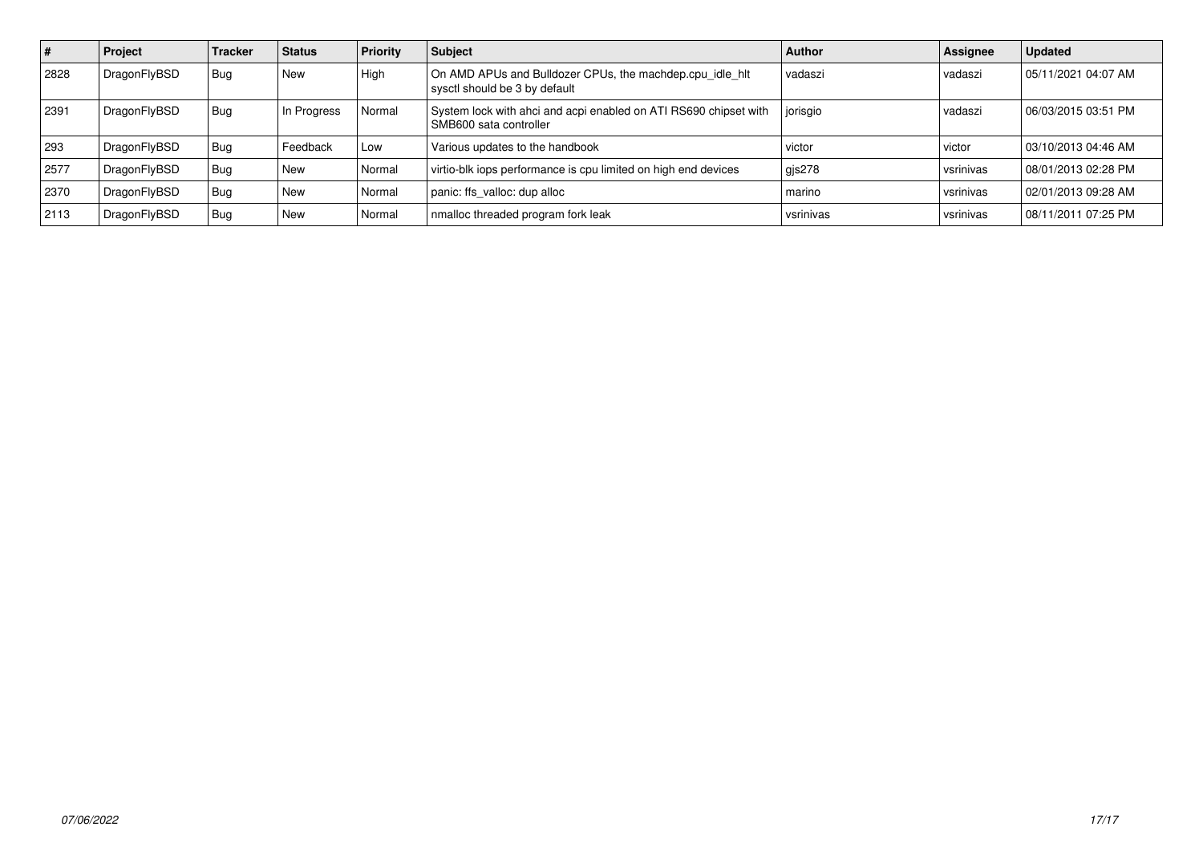| # | Project | Tracker | Status | Priority | Subject | Author | Assignee | Updated |
|---|---|---|---|---|---|---|---|---|
| 2828 | DragonFlyBSD | Bug | New | High | On AMD APUs and Bulldozer CPUs, the machdep.cpu_idle_hlt sysctl should be 3 by default | vadaszi | vadaszi | 05/11/2021 04:07 AM |
| 2391 | DragonFlyBSD | Bug | In Progress | Normal | System lock with ahci and acpi enabled on ATI RS690 chipset with SMB600 sata controller | jorisgio | vadaszi | 06/03/2015 03:51 PM |
| 293 | DragonFlyBSD | Bug | Feedback | Low | Various updates to the handbook | victor | victor | 03/10/2013 04:46 AM |
| 2577 | DragonFlyBSD | Bug | New | Normal | virtio-blk iops performance is cpu limited on high end devices | gjs278 | vsrinivas | 08/01/2013 02:28 PM |
| 2370 | DragonFlyBSD | Bug | New | Normal | panic: ffs_valloc: dup alloc | marino | vsrinivas | 02/01/2013 09:28 AM |
| 2113 | DragonFlyBSD | Bug | New | Normal | nmalloc threaded program fork leak | vsrinivas | vsrinivas | 08/11/2011 07:25 PM |